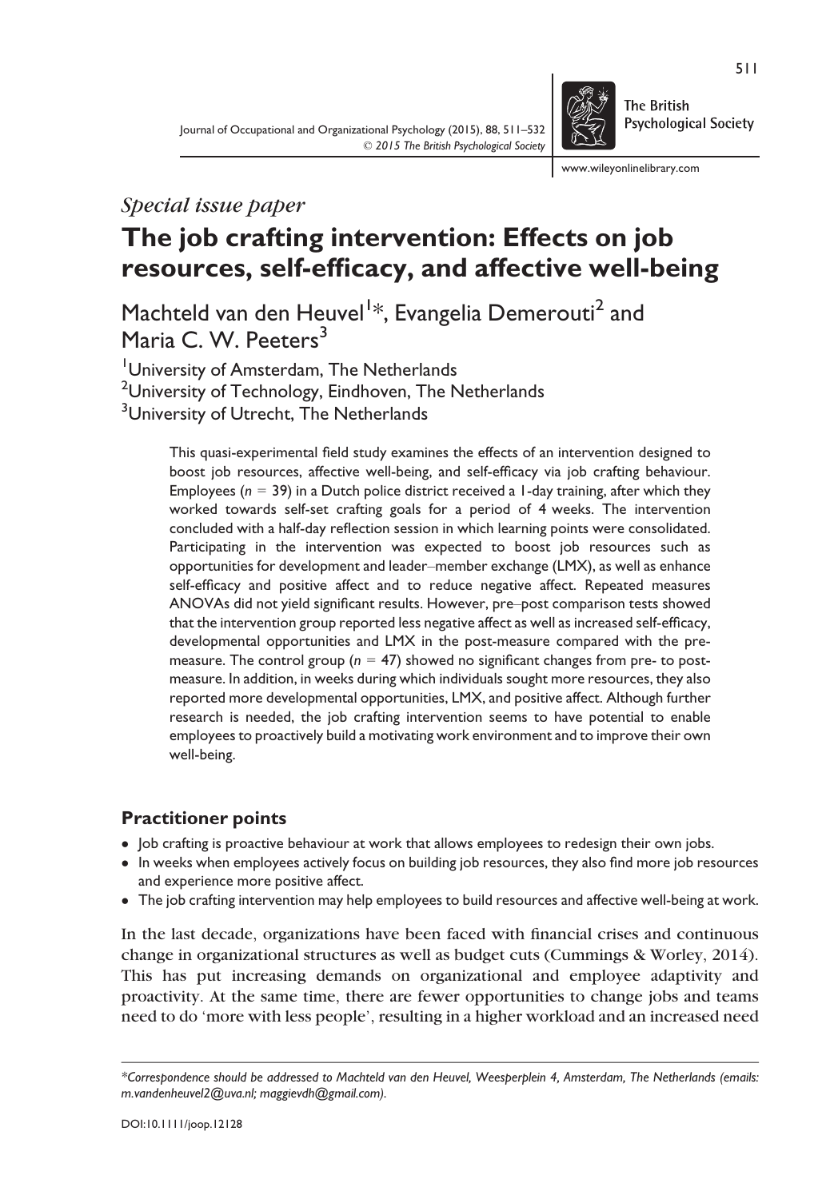*Special issue paper*

# The job crafting intervention: Effects on job resources, self-efficacy, and affective well-being

Machteld van den Heuvel[1]*, Evangelia Demerouti[2] and Maria C. W. Peeters[3]

[1]University of Amsterdam, The Netherlands
[2]University of Technology, Eindhoven, The Netherlands
[3]University of Utrecht, The Netherlands

This quasi-experimental field study examines the effects of an intervention designed to boost job resources, affective well-being, and self-efficacy via job crafting behaviour. Employees ($n$ = 39) in a Dutch police district received a 1-day training, after which they worked towards self-set crafting goals for a period of 4 weeks. The intervention concluded with a half-day reflection session in which learning points were consolidated. Participating in the intervention was expected to boost job resources such as opportunities for development and leader–member exchange (LMX), as well as enhance self-efficacy and positive affect and to reduce negative affect. Repeated measures ANOVAs did not yield significant results. However, pre–post comparison tests showed that the intervention group reported less negative affect as well as increased self-efficacy, developmental opportunities and LMX in the post-measure compared with the pre-measure. The control group ($n$ = 47) showed no significant changes from pre- to post-measure. In addition, in weeks during which individuals sought more resources, they also reported more developmental opportunities, LMX, and positive affect. Although further research is needed, the job crafting intervention seems to have potential to enable employees to proactively build a motivating work environment and to improve their own well-being.

## Practitioner points

- Job crafting is proactive behaviour at work that allows employees to redesign their own jobs.
- In weeks when employees actively focus on building job resources, they also find more job resources and experience more positive affect.
- The job crafting intervention may help employees to build resources and affective well-being at work.

In the last decade, organizations have been faced with financial crises and continuous change in organizational structures as well as budget cuts (Cummings & Worley, 2014). This has put increasing demands on organizational and employee adaptivity and proactivity. At the same time, there are fewer opportunities to change jobs and teams need to do 'more with less people', resulting in a higher workload and an increased need

*Correspondence should be addressed to Machteld van den Heuvel, Weesperplein 4, Amsterdam, The Netherlands (emails: m.vandenheuvel2@uva.nl; maggievdh@gmail.com).*

DOI:10.1111/joop.12128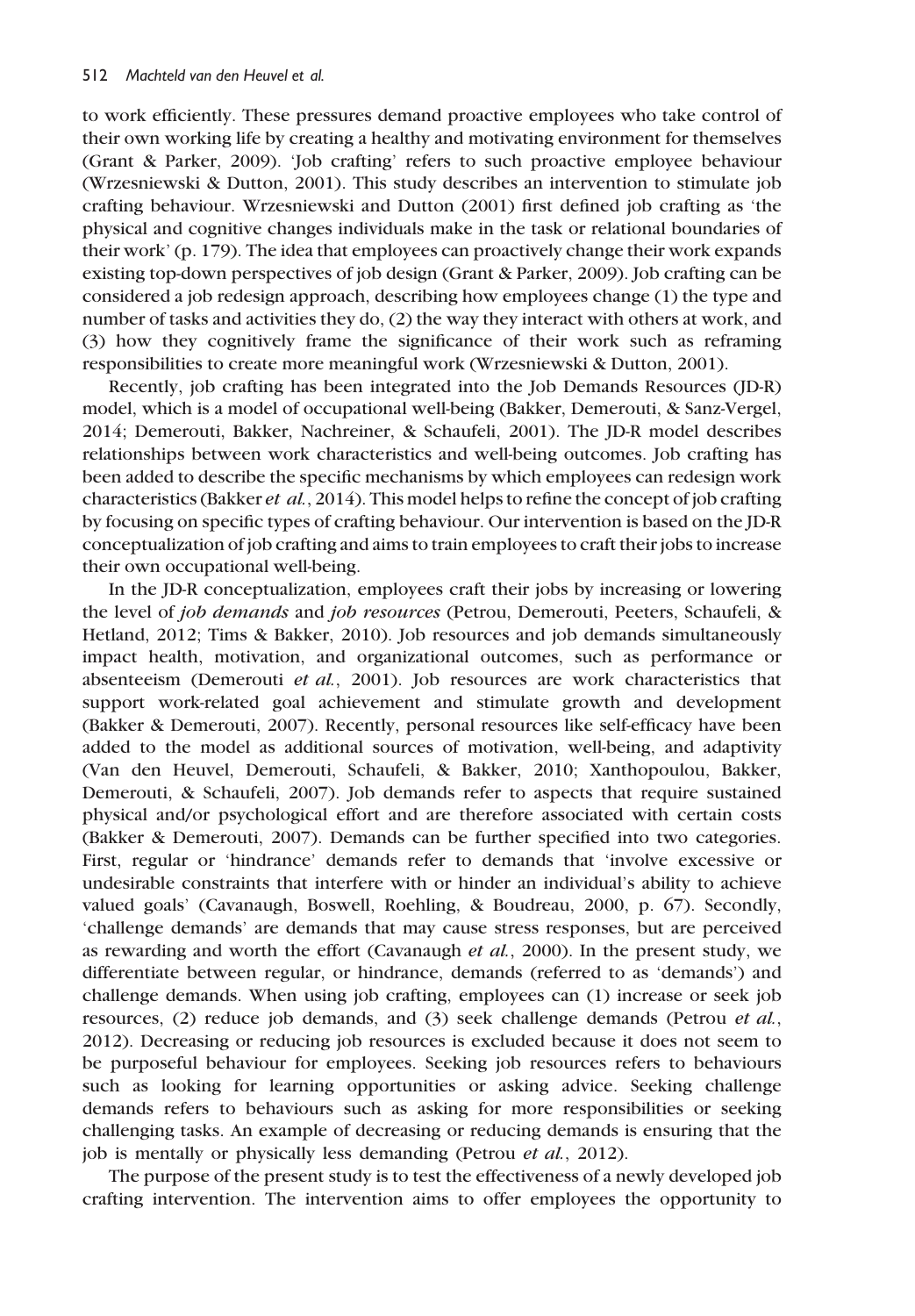to work efficiently. These pressures demand proactive employees who take control of their own working life by creating a healthy and motivating environment for themselves (Grant & Parker, 2009). 'Job crafting' refers to such proactive employee behaviour (Wrzesniewski & Dutton, 2001). This study describes an intervention to stimulate job crafting behaviour. Wrzesniewski and Dutton (2001) first defined job crafting as 'the physical and cognitive changes individuals make in the task or relational boundaries of their work' (p. 179). The idea that employees can proactively change their work expands existing top-down perspectives of job design (Grant & Parker, 2009). Job crafting can be considered a job redesign approach, describing how employees change (1) the type and number of tasks and activities they do, (2) the way they interact with others at work, and (3) how they cognitively frame the significance of their work such as reframing responsibilities to create more meaningful work (Wrzesniewski & Dutton, 2001).

Recently, job crafting has been integrated into the Job Demands Resources (JD-R) model, which is a model of occupational well-being (Bakker, Demerouti, & Sanz-Vergel, 2014; Demerouti, Bakker, Nachreiner, & Schaufeli, 2001). The JD-R model describes relationships between work characteristics and well-being outcomes. Job crafting has been added to describe the specific mechanisms by which employees can redesign work characteristics (Bakker *et al.*, 2014). This model helps to refine the concept of job crafting by focusing on specific types of crafting behaviour. Our intervention is based on the JD-R conceptualization of job crafting and aims to train employees to craft their jobs to increase their own occupational well-being.

In the JD-R conceptualization, employees craft their jobs by increasing or lowering the level of *job demands* and *job resources* (Petrou, Demerouti, Peeters, Schaufeli, & Hetland, 2012; Tims & Bakker, 2010). Job resources and job demands simultaneously impact health, motivation, and organizational outcomes, such as performance or absenteeism (Demerouti *et al.*, 2001). Job resources are work characteristics that support work-related goal achievement and stimulate growth and development (Bakker & Demerouti, 2007). Recently, personal resources like self-efficacy have been added to the model as additional sources of motivation, well-being, and adaptivity (Van den Heuvel, Demerouti, Schaufeli, & Bakker, 2010; Xanthopoulou, Bakker, Demerouti, & Schaufeli, 2007). Job demands refer to aspects that require sustained physical and/or psychological effort and are therefore associated with certain costs (Bakker & Demerouti, 2007). Demands can be further specified into two categories. First, regular or 'hindrance' demands refer to demands that 'involve excessive or undesirable constraints that interfere with or hinder an individual's ability to achieve valued goals' (Cavanaugh, Boswell, Roehling, & Boudreau, 2000, p. 67). Secondly, 'challenge demands' are demands that may cause stress responses, but are perceived as rewarding and worth the effort (Cavanaugh *et al.*, 2000). In the present study, we differentiate between regular, or hindrance, demands (referred to as 'demands') and challenge demands. When using job crafting, employees can (1) increase or seek job resources, (2) reduce job demands, and (3) seek challenge demands (Petrou *et al.*, 2012). Decreasing or reducing job resources is excluded because it does not seem to be purposeful behaviour for employees. Seeking job resources refers to behaviours such as looking for learning opportunities or asking advice. Seeking challenge demands refers to behaviours such as asking for more responsibilities or seeking challenging tasks. An example of decreasing or reducing demands is ensuring that the job is mentally or physically less demanding (Petrou *et al.*, 2012).

The purpose of the present study is to test the effectiveness of a newly developed job crafting intervention. The intervention aims to offer employees the opportunity to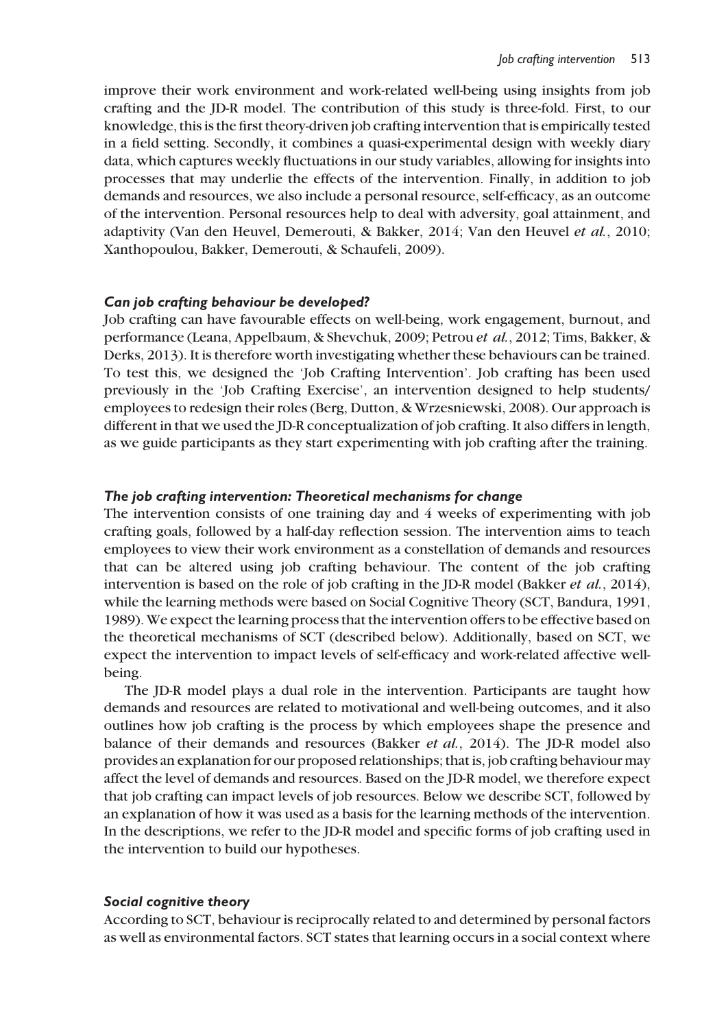improve their work environment and work-related well-being using insights from job crafting and the JD-R model. The contribution of this study is three-fold. First, to our knowledge, this is the first theory-driven job crafting intervention that is empirically tested in a field setting. Secondly, it combines a quasi-experimental design with weekly diary data, which captures weekly fluctuations in our study variables, allowing for insights into processes that may underlie the effects of the intervention. Finally, in addition to job demands and resources, we also include a personal resource, self-efficacy, as an outcome of the intervention. Personal resources help to deal with adversity, goal attainment, and adaptivity (Van den Heuvel, Demerouti, & Bakker, 2014; Van den Heuvel *et al.*, 2010; Xanthopoulou, Bakker, Demerouti, & Schaufeli, 2009).

### *Can job crafting behaviour be developed?*

Job crafting can have favourable effects on well-being, work engagement, burnout, and performance (Leana, Appelbaum, & Shevchuk, 2009; Petrou *et al.*, 2012; Tims, Bakker, & Derks, 2013). It is therefore worth investigating whether these behaviours can be trained. To test this, we designed the 'Job Crafting Intervention'. Job crafting has been used previously in the 'Job Crafting Exercise', an intervention designed to help students/employees to redesign their roles (Berg, Dutton, & Wrzesniewski, 2008). Our approach is different in that we used the JD-R conceptualization of job crafting. It also differs in length, as we guide participants as they start experimenting with job crafting after the training.

### *The job crafting intervention: Theoretical mechanisms for change*

The intervention consists of one training day and 4 weeks of experimenting with job crafting goals, followed by a half-day reflection session. The intervention aims to teach employees to view their work environment as a constellation of demands and resources that can be altered using job crafting behaviour. The content of the job crafting intervention is based on the role of job crafting in the JD-R model (Bakker *et al.*, 2014), while the learning methods were based on Social Cognitive Theory (SCT, Bandura, 1991, 1989). We expect the learning process that the intervention offers to be effective based on the theoretical mechanisms of SCT (described below). Additionally, based on SCT, we expect the intervention to impact levels of self-efficacy and work-related affective well-being.

The JD-R model plays a dual role in the intervention. Participants are taught how demands and resources are related to motivational and well-being outcomes, and it also outlines how job crafting is the process by which employees shape the presence and balance of their demands and resources (Bakker *et al.*, 2014). The JD-R model also provides an explanation for our proposed relationships; that is, job crafting behaviour may affect the level of demands and resources. Based on the JD-R model, we therefore expect that job crafting can impact levels of job resources. Below we describe SCT, followed by an explanation of how it was used as a basis for the learning methods of the intervention. In the descriptions, we refer to the JD-R model and specific forms of job crafting used in the intervention to build our hypotheses.

### *Social cognitive theory*

According to SCT, behaviour is reciprocally related to and determined by personal factors as well as environmental factors. SCT states that learning occurs in a social context where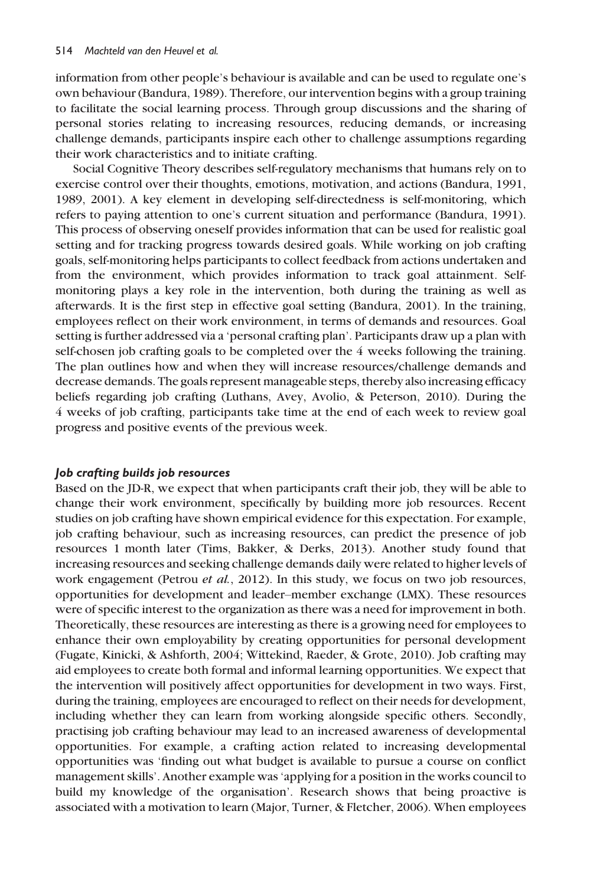information from other people's behaviour is available and can be used to regulate one's own behaviour (Bandura, 1989). Therefore, our intervention begins with a group training to facilitate the social learning process. Through group discussions and the sharing of personal stories relating to increasing resources, reducing demands, or increasing challenge demands, participants inspire each other to challenge assumptions regarding their work characteristics and to initiate crafting.

Social Cognitive Theory describes self-regulatory mechanisms that humans rely on to exercise control over their thoughts, emotions, motivation, and actions (Bandura, 1991, 1989, 2001). A key element in developing self-directedness is self-monitoring, which refers to paying attention to one's current situation and performance (Bandura, 1991). This process of observing oneself provides information that can be used for realistic goal setting and for tracking progress towards desired goals. While working on job crafting goals, self-monitoring helps participants to collect feedback from actions undertaken and from the environment, which provides information to track goal attainment. Self-monitoring plays a key role in the intervention, both during the training as well as afterwards. It is the first step in effective goal setting (Bandura, 2001). In the training, employees reflect on their work environment, in terms of demands and resources. Goal setting is further addressed via a 'personal crafting plan'. Participants draw up a plan with self-chosen job crafting goals to be completed over the 4 weeks following the training. The plan outlines how and when they will increase resources/challenge demands and decrease demands. The goals represent manageable steps, thereby also increasing efficacy beliefs regarding job crafting (Luthans, Avey, Avolio, & Peterson, 2010). During the 4 weeks of job crafting, participants take time at the end of each week to review goal progress and positive events of the previous week.

### *Job crafting builds job resources*

Based on the JD-R, we expect that when participants craft their job, they will be able to change their work environment, specifically by building more job resources. Recent studies on job crafting have shown empirical evidence for this expectation. For example, job crafting behaviour, such as increasing resources, can predict the presence of job resources 1 month later (Tims, Bakker, & Derks, 2013). Another study found that increasing resources and seeking challenge demands daily were related to higher levels of work engagement (Petrou *et al.*, 2012). In this study, we focus on two job resources, opportunities for development and leader–member exchange (LMX). These resources were of specific interest to the organization as there was a need for improvement in both. Theoretically, these resources are interesting as there is a growing need for employees to enhance their own employability by creating opportunities for personal development (Fugate, Kinicki, & Ashforth, 2004; Wittekind, Raeder, & Grote, 2010). Job crafting may aid employees to create both formal and informal learning opportunities. We expect that the intervention will positively affect opportunities for development in two ways. First, during the training, employees are encouraged to reflect on their needs for development, including whether they can learn from working alongside specific others. Secondly, practising job crafting behaviour may lead to an increased awareness of developmental opportunities. For example, a crafting action related to increasing developmental opportunities was 'finding out what budget is available to pursue a course on conflict management skills'. Another example was 'applying for a position in the works council to build my knowledge of the organisation'. Research shows that being proactive is associated with a motivation to learn (Major, Turner, & Fletcher, 2006). When employees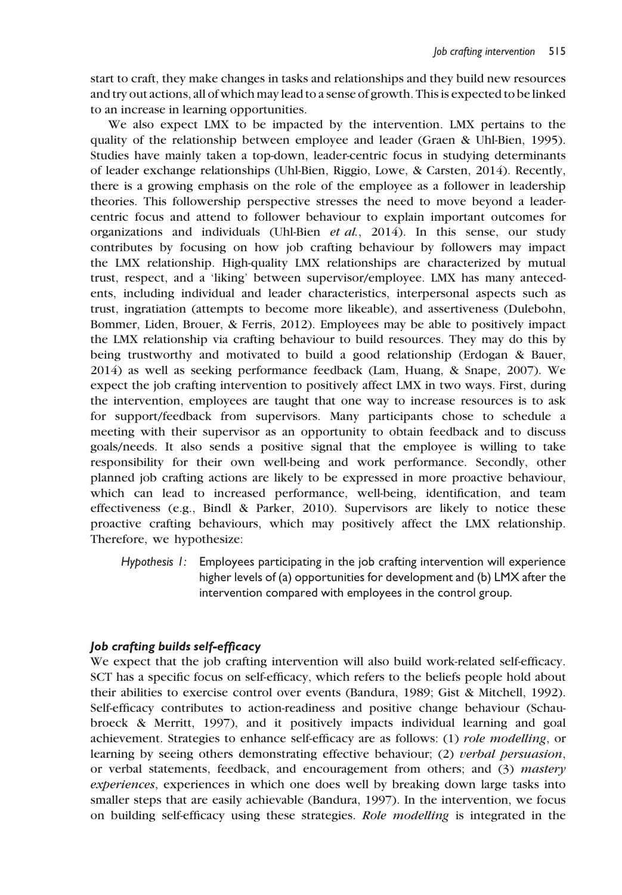start to craft, they make changes in tasks and relationships and they build new resources and try out actions, all of which may lead to a sense of growth. This is expected to be linked to an increase in learning opportunities.

We also expect LMX to be impacted by the intervention. LMX pertains to the quality of the relationship between employee and leader (Graen & Uhl-Bien, 1995). Studies have mainly taken a top-down, leader-centric focus in studying determinants of leader exchange relationships (Uhl-Bien, Riggio, Lowe, & Carsten, 2014). Recently, there is a growing emphasis on the role of the employee as a follower in leadership theories. This followership perspective stresses the need to move beyond a leader-centric focus and attend to follower behaviour to explain important outcomes for organizations and individuals (Uhl-Bien *et al.*, 2014). In this sense, our study contributes by focusing on how job crafting behaviour by followers may impact the LMX relationship. High-quality LMX relationships are characterized by mutual trust, respect, and a 'liking' between supervisor/employee. LMX has many antecedents, including individual and leader characteristics, interpersonal aspects such as trust, ingratiation (attempts to become more likeable), and assertiveness (Dulebohn, Bommer, Liden, Brouer, & Ferris, 2012). Employees may be able to positively impact the LMX relationship via crafting behaviour to build resources. They may do this by being trustworthy and motivated to build a good relationship (Erdogan & Bauer, 2014) as well as seeking performance feedback (Lam, Huang, & Snape, 2007). We expect the job crafting intervention to positively affect LMX in two ways. First, during the intervention, employees are taught that one way to increase resources is to ask for support/feedback from supervisors. Many participants chose to schedule a meeting with their supervisor as an opportunity to obtain feedback and to discuss goals/needs. It also sends a positive signal that the employee is willing to take responsibility for their own well-being and work performance. Secondly, other planned job crafting actions are likely to be expressed in more proactive behaviour, which can lead to increased performance, well-being, identification, and team effectiveness (e.g., Bindl & Parker, 2010). Supervisors are likely to notice these proactive crafting behaviours, which may positively affect the LMX relationship. Therefore, we hypothesize:

> *Hypothesis 1:* Employees participating in the job crafting intervention will experience higher levels of (a) opportunities for development and (b) LMX after the intervention compared with employees in the control group.

### *Job crafting builds self-efficacy*

We expect that the job crafting intervention will also build work-related self-efficacy. SCT has a specific focus on self-efficacy, which refers to the beliefs people hold about their abilities to exercise control over events (Bandura, 1989; Gist & Mitchell, 1992). Self-efficacy contributes to action-readiness and positive change behaviour (Schaubroeck & Merritt, 1997), and it positively impacts individual learning and goal achievement. Strategies to enhance self-efficacy are as follows: (1) *role modelling*, or learning by seeing others demonstrating effective behaviour; (2) *verbal persuasion*, or verbal statements, feedback, and encouragement from others; and (3) *mastery experiences*, experiences in which one does well by breaking down large tasks into smaller steps that are easily achievable (Bandura, 1997). In the intervention, we focus on building self-efficacy using these strategies. *Role modelling* is integrated in the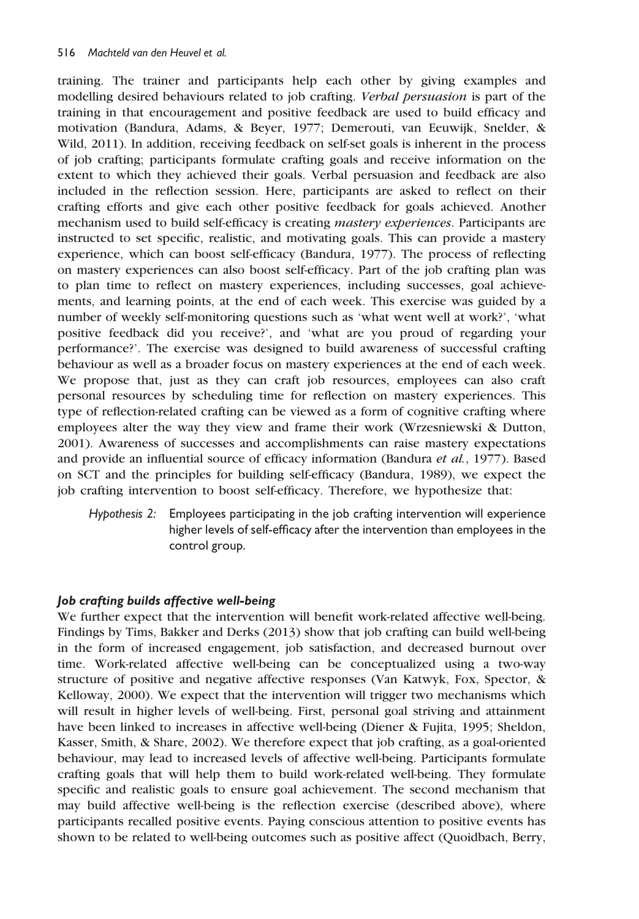training. The trainer and participants help each other by giving examples and modelling desired behaviours related to job crafting. *Verbal persuasion* is part of the training in that encouragement and positive feedback are used to build efficacy and motivation (Bandura, Adams, & Beyer, 1977; Demerouti, van Eeuwijk, Snelder, & Wild, 2011). In addition, receiving feedback on self-set goals is inherent in the process of job crafting; participants formulate crafting goals and receive information on the extent to which they achieved their goals. Verbal persuasion and feedback are also included in the reflection session. Here, participants are asked to reflect on their crafting efforts and give each other positive feedback for goals achieved. Another mechanism used to build self-efficacy is creating *mastery experiences*. Participants are instructed to set specific, realistic, and motivating goals. This can provide a mastery experience, which can boost self-efficacy (Bandura, 1977). The process of reflecting on mastery experiences can also boost self-efficacy. Part of the job crafting plan was to plan time to reflect on mastery experiences, including successes, goal achievements, and learning points, at the end of each week. This exercise was guided by a number of weekly self-monitoring questions such as 'what went well at work?', 'what positive feedback did you receive?', and 'what are you proud of regarding your performance?'. The exercise was designed to build awareness of successful crafting behaviour as well as a broader focus on mastery experiences at the end of each week. We propose that, just as they can craft job resources, employees can also craft personal resources by scheduling time for reflection on mastery experiences. This type of reflection-related crafting can be viewed as a form of cognitive crafting where employees alter the way they view and frame their work (Wrzesniewski & Dutton, 2001). Awareness of successes and accomplishments can raise mastery expectations and provide an influential source of efficacy information (Bandura *et al.*, 1977). Based on SCT and the principles for building self-efficacy (Bandura, 1989), we expect the job crafting intervention to boost self-efficacy. Therefore, we hypothesize that:

> *Hypothesis 2:* Employees participating in the job crafting intervention will experience higher levels of self-efficacy after the intervention than employees in the control group.

### *Job crafting builds affective well-being*

We further expect that the intervention will benefit work-related affective well-being. Findings by Tims, Bakker and Derks (2013) show that job crafting can build well-being in the form of increased engagement, job satisfaction, and decreased burnout over time. Work-related affective well-being can be conceptualized using a two-way structure of positive and negative affective responses (Van Katwyk, Fox, Spector, & Kelloway, 2000). We expect that the intervention will trigger two mechanisms which will result in higher levels of well-being. First, personal goal striving and attainment have been linked to increases in affective well-being (Diener & Fujita, 1995; Sheldon, Kasser, Smith, & Share, 2002). We therefore expect that job crafting, as a goal-oriented behaviour, may lead to increased levels of affective well-being. Participants formulate crafting goals that will help them to build work-related well-being. They formulate specific and realistic goals to ensure goal achievement. The second mechanism that may build affective well-being is the reflection exercise (described above), where participants recalled positive events. Paying conscious attention to positive events has shown to be related to well-being outcomes such as positive affect (Quoidbach, Berry,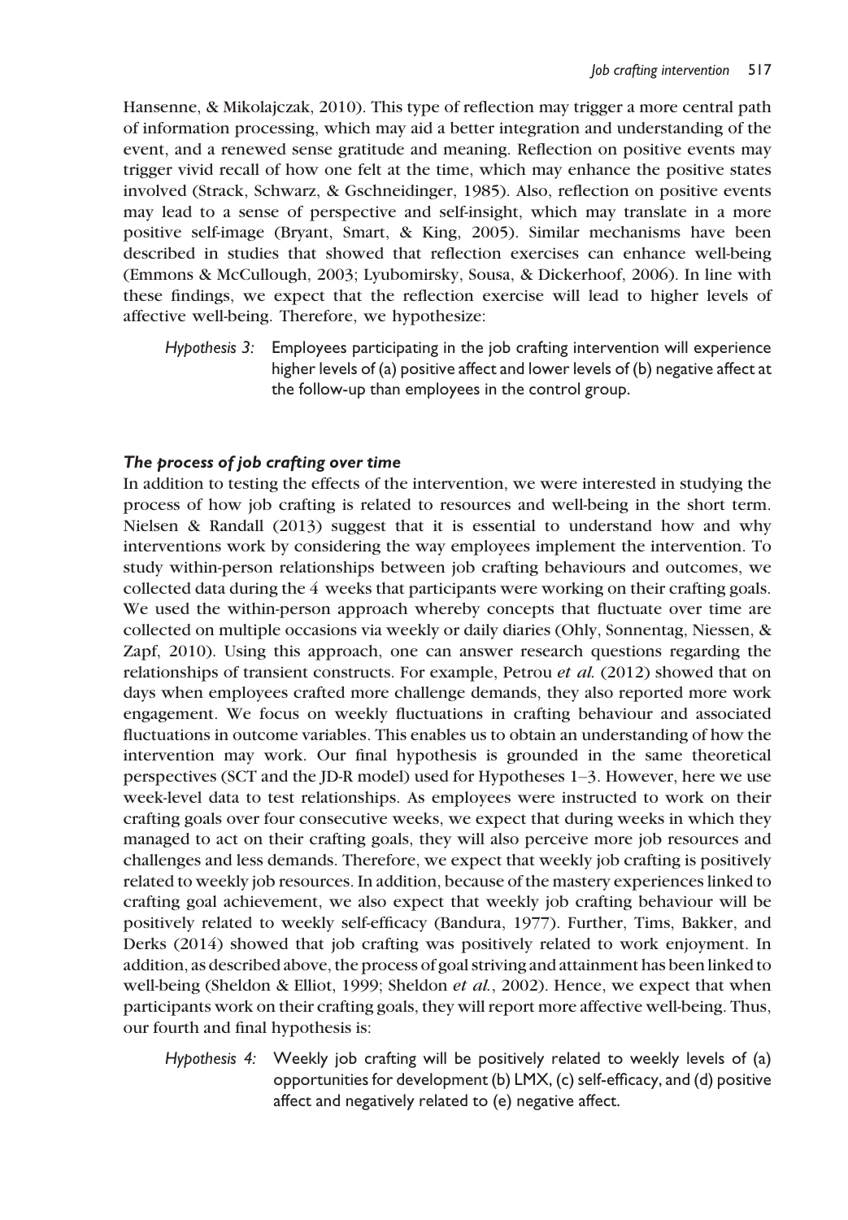Hansenne, & Mikolajczak, 2010). This type of reflection may trigger a more central path of information processing, which may aid a better integration and understanding of the event, and a renewed sense gratitude and meaning. Reflection on positive events may trigger vivid recall of how one felt at the time, which may enhance the positive states involved (Strack, Schwarz, & Gschneidinger, 1985). Also, reflection on positive events may lead to a sense of perspective and self-insight, which may translate in a more positive self-image (Bryant, Smart, & King, 2005). Similar mechanisms have been described in studies that showed that reflection exercises can enhance well-being (Emmons & McCullough, 2003; Lyubomirsky, Sousa, & Dickerhoof, 2006). In line with these findings, we expect that the reflection exercise will lead to higher levels of affective well-being. Therefore, we hypothesize:

> *Hypothesis 3:* Employees participating in the job crafting intervention will experience higher levels of (a) positive affect and lower levels of (b) negative affect at the follow-up than employees in the control group.

### *The process of job crafting over time*

In addition to testing the effects of the intervention, we were interested in studying the process of how job crafting is related to resources and well-being in the short term. Nielsen & Randall (2013) suggest that it is essential to understand how and why interventions work by considering the way employees implement the intervention. To study within-person relationships between job crafting behaviours and outcomes, we collected data during the 4 weeks that participants were working on their crafting goals. We used the within-person approach whereby concepts that fluctuate over time are collected on multiple occasions via weekly or daily diaries (Ohly, Sonnentag, Niessen, & Zapf, 2010). Using this approach, one can answer research questions regarding the relationships of transient constructs. For example, Petrou *et al.* (2012) showed that on days when employees crafted more challenge demands, they also reported more work engagement. We focus on weekly fluctuations in crafting behaviour and associated fluctuations in outcome variables. This enables us to obtain an understanding of how the intervention may work. Our final hypothesis is grounded in the same theoretical perspectives (SCT and the JD-R model) used for Hypotheses 1–3. However, here we use week-level data to test relationships. As employees were instructed to work on their crafting goals over four consecutive weeks, we expect that during weeks in which they managed to act on their crafting goals, they will also perceive more job resources and challenges and less demands. Therefore, we expect that weekly job crafting is positively related to weekly job resources. In addition, because of the mastery experiences linked to crafting goal achievement, we also expect that weekly job crafting behaviour will be positively related to weekly self-efficacy (Bandura, 1977). Further, Tims, Bakker, and Derks (2014) showed that job crafting was positively related to work enjoyment. In addition, as described above, the process of goal striving and attainment has been linked to well-being (Sheldon & Elliot, 1999; Sheldon *et al.*, 2002). Hence, we expect that when participants work on their crafting goals, they will report more affective well-being. Thus, our fourth and final hypothesis is:

> *Hypothesis 4:* Weekly job crafting will be positively related to weekly levels of (a) opportunities for development (b) LMX, (c) self-efficacy, and (d) positive affect and negatively related to (e) negative affect.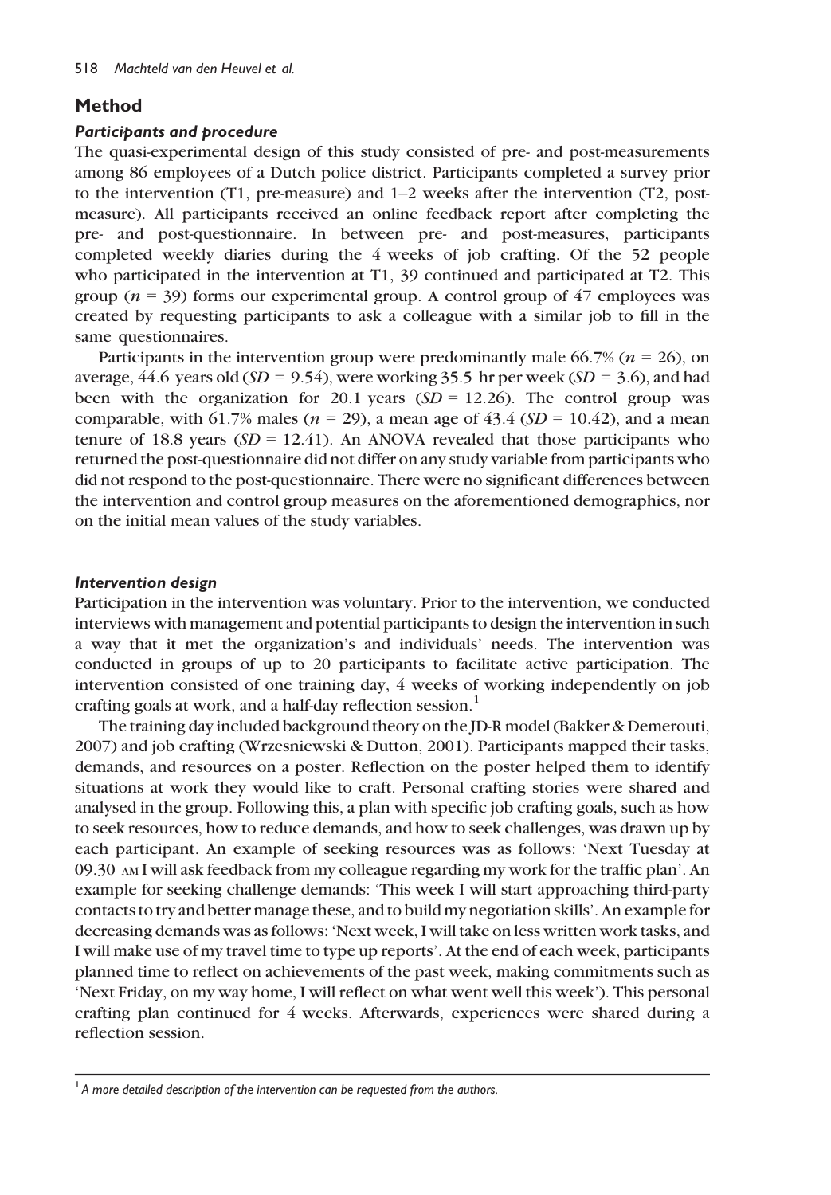## Method

### *Participants and procedure*

The quasi-experimental design of this study consisted of pre- and post-measurements among 86 employees of a Dutch police district. Participants completed a survey prior to the intervention (T1, pre-measure) and 1–2 weeks after the intervention (T2, post-measure). All participants received an online feedback report after completing the pre- and post-questionnaire. In between pre- and post-measures, participants completed weekly diaries during the 4 weeks of job crafting. Of the 52 people who participated in the intervention at T1, 39 continued and participated at T2. This group ($n = 39$) forms our experimental group. A control group of 47 employees was created by requesting participants to ask a colleague with a similar job to fill in the same questionnaires.

Participants in the intervention group were predominantly male 66.7% ($n = 26$), on average, 44.6 years old ($SD = 9.54$), were working 35.5 hr per week ($SD = 3.6$), and had been with the organization for 20.1 years ($SD = 12.26$). The control group was comparable, with 61.7% males ($n = 29$), a mean age of 43.4 ($SD = 10.42$), and a mean tenure of 18.8 years ($SD = 12.41$). An ANOVA revealed that those participants who returned the post-questionnaire did not differ on any study variable from participants who did not respond to the post-questionnaire. There were no significant differences between the intervention and control group measures on the aforementioned demographics, nor on the initial mean values of the study variables.

### *Intervention design*

Participation in the intervention was voluntary. Prior to the intervention, we conducted interviews with management and potential participants to design the intervention in such a way that it met the organization's and individuals' needs. The intervention was conducted in groups of up to 20 participants to facilitate active participation. The intervention consisted of one training day, 4 weeks of working independently on job crafting goals at work, and a half-day reflection session.[1]

The training day included background theory on the JD-R model (Bakker & Demerouti, 2007) and job crafting (Wrzesniewski & Dutton, 2001). Participants mapped their tasks, demands, and resources on a poster. Reflection on the poster helped them to identify situations at work they would like to craft. Personal crafting stories were shared and analysed in the group. Following this, a plan with specific job crafting goals, such as how to seek resources, how to reduce demands, and how to seek challenges, was drawn up by each participant. An example of seeking resources was as follows: 'Next Tuesday at 09.30 AM I will ask feedback from my colleague regarding my work for the traffic plan'. An example for seeking challenge demands: 'This week I will start approaching third-party contacts to try and better manage these, and to build my negotiation skills'. An example for decreasing demands was as follows: 'Next week, I will take on less written work tasks, and I will make use of my travel time to type up reports'. At the end of each week, participants planned time to reflect on achievements of the past week, making commitments such as 'Next Friday, on my way home, I will reflect on what went well this week'). This personal crafting plan continued for 4 weeks. Afterwards, experiences were shared during a reflection session.

---

[1] *A more detailed description of the intervention can be requested from the authors.*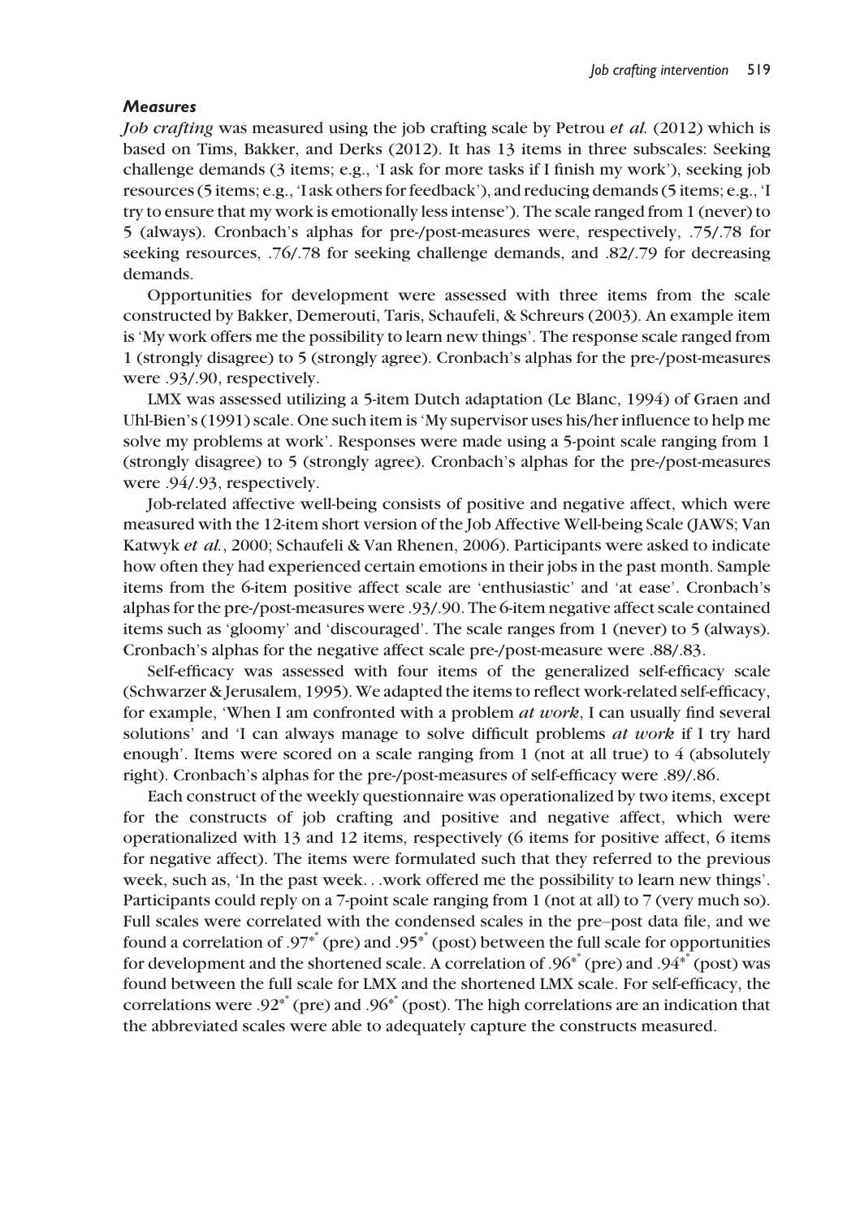### *Measures*

*Job crafting* was measured using the job crafting scale by Petrou *et al.* (2012) which is based on Tims, Bakker, and Derks (2012). It has 13 items in three subscales: Seeking challenge demands (3 items; e.g., 'I ask for more tasks if I finish my work'), seeking job resources (5 items; e.g., 'I ask others for feedback'), and reducing demands (5 items; e.g., 'I try to ensure that my work is emotionally less intense'). The scale ranged from 1 (never) to 5 (always). Cronbach's alphas for pre-/post-measures were, respectively, .75/.78 for seeking resources, .76/.78 for seeking challenge demands, and .82/.79 for decreasing demands.

Opportunities for development were assessed with three items from the scale constructed by Bakker, Demerouti, Taris, Schaufeli, & Schreurs (2003). An example item is 'My work offers me the possibility to learn new things'. The response scale ranged from 1 (strongly disagree) to 5 (strongly agree). Cronbach's alphas for the pre-/post-measures were .93/.90, respectively.

LMX was assessed utilizing a 5-item Dutch adaptation (Le Blanc, 1994) of Graen and Uhl-Bien's (1991) scale. One such item is 'My supervisor uses his/her influence to help me solve my problems at work'. Responses were made using a 5-point scale ranging from 1 (strongly disagree) to 5 (strongly agree). Cronbach's alphas for the pre-/post-measures were .94/.93, respectively.

Job-related affective well-being consists of positive and negative affect, which were measured with the 12-item short version of the Job Affective Well-being Scale (JAWS; Van Katwyk *et al.*, 2000; Schaufeli & Van Rhenen, 2006). Participants were asked to indicate how often they had experienced certain emotions in their jobs in the past month. Sample items from the 6-item positive affect scale are 'enthusiastic' and 'at ease'. Cronbach's alphas for the pre-/post-measures were .93/.90. The 6-item negative affect scale contained items such as 'gloomy' and 'discouraged'. The scale ranges from 1 (never) to 5 (always). Cronbach's alphas for the negative affect scale pre-/post-measure were .88/.83.

Self-efficacy was assessed with four items of the generalized self-efficacy scale (Schwarzer & Jerusalem, 1995). We adapted the items to reflect work-related self-efficacy, for example, 'When I am confronted with a problem *at work*, I can usually find several solutions' and 'I can always manage to solve difficult problems *at work* if I try hard enough'. Items were scored on a scale ranging from 1 (not at all true) to 4 (absolutely right). Cronbach's alphas for the pre-/post-measures of self-efficacy were .89/.86.

Each construct of the weekly questionnaire was operationalized by two items, except for the constructs of job crafting and positive and negative affect, which were operationalized with 13 and 12 items, respectively (6 items for positive affect, 6 items for negative affect). The items were formulated such that they referred to the previous week, such as, 'In the past week. . .work offered me the possibility to learn new things'. Participants could reply on a 7-point scale ranging from 1 (not at all) to 7 (very much so). Full scales were correlated with the condensed scales in the pre–post data file, and we found a correlation of .97** (pre) and .95** (post) between the full scale for opportunities for development and the shortened scale. A correlation of .96** (pre) and .94** (post) was found between the full scale for LMX and the shortened LMX scale. For self-efficacy, the correlations were .92** (pre) and .96** (post). The high correlations are an indication that the abbreviated scales were able to adequately capture the constructs measured.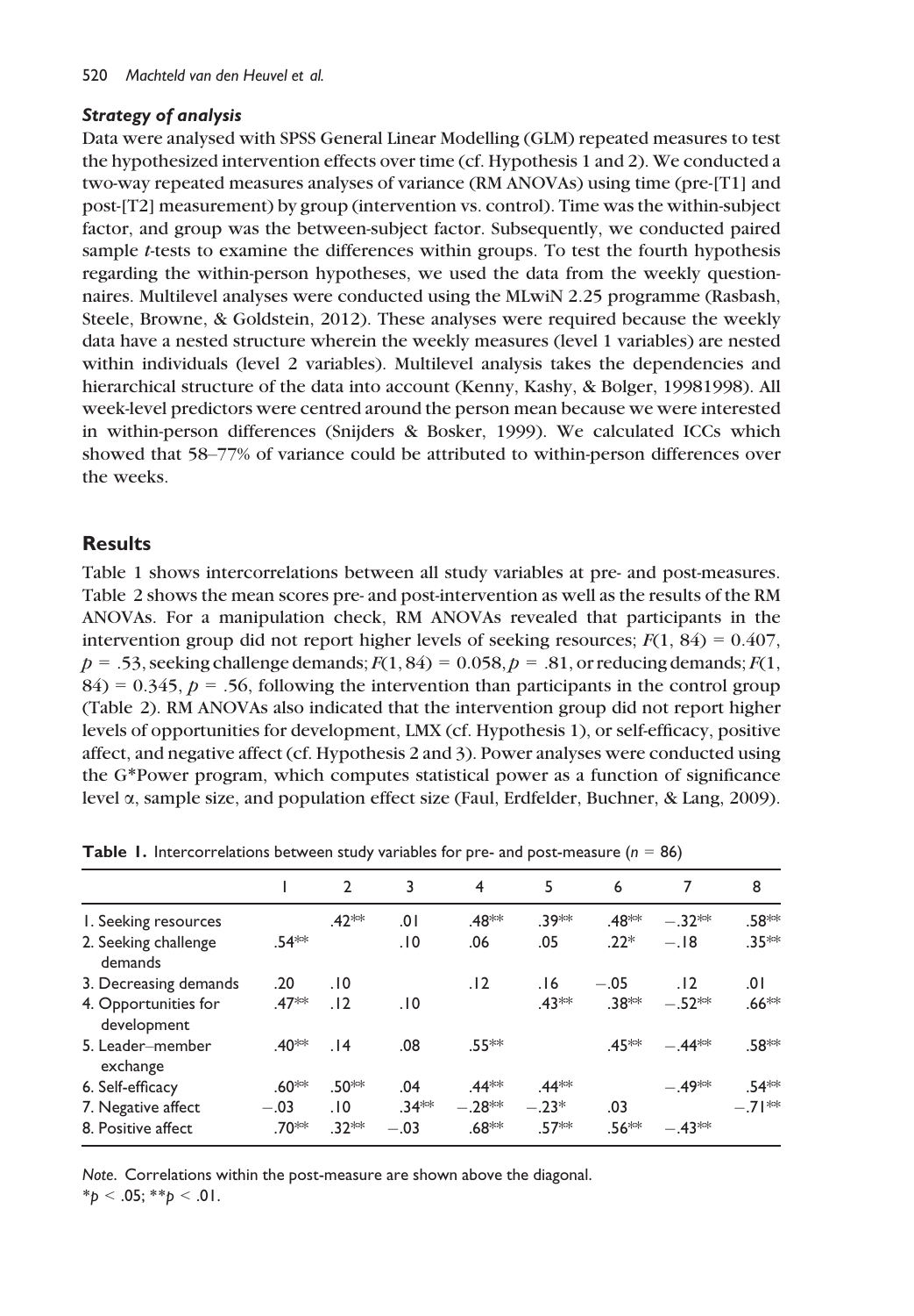### *Strategy of analysis*

Data were analysed with SPSS General Linear Modelling (GLM) repeated measures to test the hypothesized intervention effects over time (cf. Hypothesis 1 and 2). We conducted a two-way repeated measures analyses of variance (RM ANOVAs) using time (pre-[T1] and post-[T2] measurement) by group (intervention vs. control). Time was the within-subject factor, and group was the between-subject factor. Subsequently, we conducted paired sample *t*-tests to examine the differences within groups. To test the fourth hypothesis regarding the within-person hypotheses, we used the data from the weekly questionnaires. Multilevel analyses were conducted using the MLwiN 2.25 programme (Rasbash, Steele, Browne, & Goldstein, 2012). These analyses were required because the weekly data have a nested structure wherein the weekly measures (level 1 variables) are nested within individuals (level 2 variables). Multilevel analysis takes the dependencies and hierarchical structure of the data into account (Kenny, Kashy, & Bolger, 19981998). All week-level predictors were centred around the person mean because we were interested in within-person differences (Snijders & Bosker, 1999). We calculated ICCs which showed that 58–77% of variance could be attributed to within-person differences over the weeks.

## Results

Table 1 shows intercorrelations between all study variables at pre- and post-measures. Table 2 shows the mean scores pre- and post-intervention as well as the results of the RM ANOVAs. For a manipulation check, RM ANOVAs revealed that participants in the intervention group did not report higher levels of seeking resources; $F(1, 84) = 0.407$, $p = .53$, seeking challenge demands; $F(1, 84) = 0.058$, $p = .81$, or reducing demands; $F(1, 84) = 0.345$, $p = .56$, following the intervention than participants in the control group (Table 2). RM ANOVAs also indicated that the intervention group did not report higher levels of opportunities for development, LMX (cf. Hypothesis 1), or self-efficacy, positive affect, and negative affect (cf. Hypothesis 2 and 3). Power analyses were conducted using the G*Power program, which computes statistical power as a function of significance level $\alpha$, sample size, and population effect size (Faul, Erdfelder, Buchner, & Lang, 2009).

**Table 1.** Intercorrelations between study variables for pre- and post-measure ($n = 86$)

| | 1 | 2 | 3 | 4 | 5 | 6 | 7 | 8 |
|---|---|---|---|---|---|---|---|---|
| 1. Seeking resources | | .42** | .01 | .48** | .39** | .48** | −.32** | .58** |
| 2. Seeking challenge demands | .54** | | .10 | .06 | .05 | .22* | −.18 | .35** |
| 3. Decreasing demands | .20 | .10 | | .12 | .16 | −.05 | .12 | .01 |
| 4. Opportunities for development | .47** | .12 | .10 | | .43** | .38** | −.52** | .66** |
| 5. Leader–member exchange | .40** | .14 | .08 | .55** | | .45** | −.44** | .58** |
| 6. Self-efficacy | .60** | .50** | .04 | .44** | .44** | | −.49** | .54** |
| 7. Negative affect | −.03 | .10 | .34** | −.28** | −.23* | .03 | | −.71** |
| 8. Positive affect | .70** | .32** | −.03 | .68** | .57** | .56** | −.43** | |

*Note*. Correlations within the post-measure are shown above the diagonal.
*$p < .05$; **$p < .01$.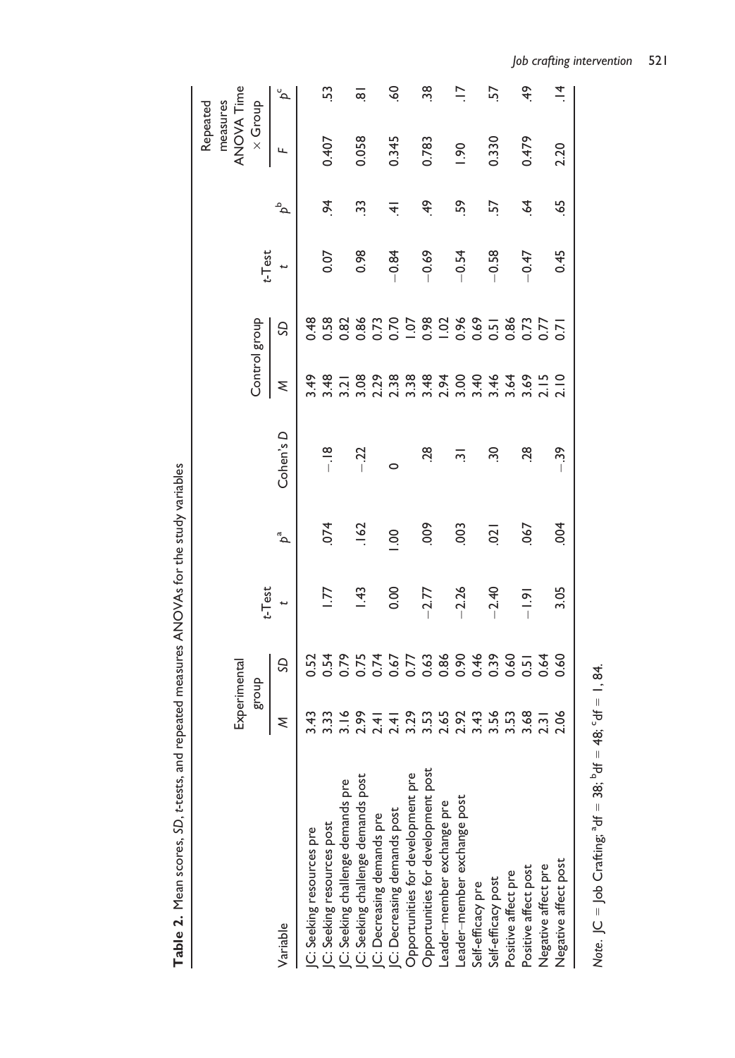**Table 2.** Mean scores, *SD*, *t*-tests, and repeated measures ANOVAs for the study variables

| Variable | Experimental group | | *t*-Test | | | Control group | | *t*-Test | | Repeated measures ANOVA Time × Group | |
|---|---|---|---|---|---|---|---|---|---|---|---|
| | *M* | *SD* | *t* | $p^a$ | Cohen's *D* | *M* | *SD* | *t* | $p^b$ | *F* | $p^c$ |
| JC: Seeking resources pre | 3.43 | 0.52 | | | | 3.49 | 0.48 | | | | |
| JC: Seeking resources post | 3.33 | 0.54 | 1.77 | .074 | −.18 | 3.48 | 0.58 | 0.07 | .94 | 0.407 | .53 |
| JC: Seeking challenge demands pre | 3.16 | 0.79 | | | | 3.21 | 0.82 | | | | |
| JC: Seeking challenge demands post | 2.99 | 0.75 | 1.43 | .162 | −.22 | 3.08 | 0.86 | 0.98 | .33 | 0.058 | .81 |
| JC: Decreasing demands pre | 2.41 | 0.74 | | | | 2.29 | 0.73 | | | | |
| JC: Decreasing demands post | 2.41 | 0.67 | 0.00 | 1.00 | 0 | 2.38 | 0.70 | −0.84 | .41 | 0.345 | .60 |
| Opportunities for development pre | 3.29 | 0.77 | | | | 3.38 | 1.07 | | | | |
| Opportunities for development post | 3.53 | 0.63 | −2.77 | .009 | .28 | 3.48 | 0.98 | −0.69 | .49 | 0.783 | .38 |
| Leader–member exchange pre | 2.65 | 0.86 | | | | 2.94 | 1.02 | | | | |
| Leader–member exchange post | 2.92 | 0.90 | −2.26 | .003 | .31 | 3.00 | 0.96 | −0.54 | .59 | 1.90 | .17 |
| Self-efficacy pre | 3.43 | 0.46 | | | | 3.40 | 0.69 | | | | |
| Self-efficacy post | 3.56 | 0.39 | −2.40 | .021 | .30 | 3.46 | 0.51 | −0.58 | .57 | 0.330 | .57 |
| Positive affect pre | 3.53 | 0.60 | | | | 3.64 | 0.86 | | | | |
| Positive affect post | 3.68 | 0.51 | −1.91 | .067 | .28 | 3.69 | 0.73 | −0.47 | .64 | 0.479 | .49 |
| Negative affect pre | 2.31 | 0.64 | | | | 2.15 | 0.77 | | | | |
| Negative affect post | 2.06 | 0.60 | 3.05 | .004 | −.39 | 2.10 | 0.71 | 0.45 | .65 | 2.20 | .14 |

*Note*. JC = Job Crafting; $^a$df = 38; $^b$df = 48; $^c$df = 1, 84.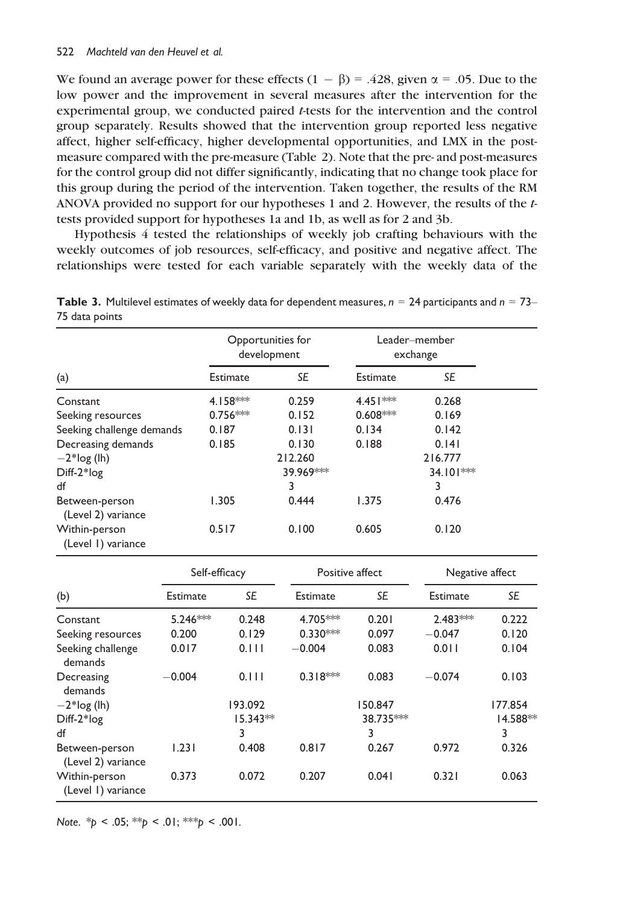We found an average power for these effects $(1 - \beta) = .428$, given $\alpha = .05$. Due to the low power and the improvement in several measures after the intervention for the experimental group, we conducted paired *t*-tests for the intervention and the control group separately. Results showed that the intervention group reported less negative affect, higher self-efficacy, higher developmental opportunities, and LMX in the post-measure compared with the pre-measure (Table 2). Note that the pre- and post-measures for the control group did not differ significantly, indicating that no change took place for this group during the period of the intervention. Taken together, the results of the RM ANOVA provided no support for our hypotheses 1 and 2. However, the results of the *t*-tests provided support for hypotheses 1a and 1b, as well as for 2 and 3b.

Hypothesis 4 tested the relationships of weekly job crafting behaviours with the weekly outcomes of job resources, self-efficacy, and positive and negative affect. The relationships were tested for each variable separately with the weekly data of the

**Table 3.** Multilevel estimates of weekly data for dependent measures, $n = 24$ participants and $n = 73$–75 data points

| | Opportunities for development | | Leader–member exchange | |
|---|---|---|---|---|
| (a) | Estimate | *SE* | Estimate | *SE* |
| Constant | 4.158*** | 0.259 | 4.451*** | 0.268 |
| Seeking resources | 0.756*** | 0.152 | 0.608*** | 0.169 |
| Seeking challenge demands | 0.187 | 0.131 | 0.134 | 0.142 |
| Decreasing demands | 0.185 | 0.130 | 0.188 | 0.141 |
| −2*log (lh) | | 212.260 | | 216.777 |
| Diff-2*log | | 39.969*** | | 34.101*** |
| df | | 3 | | 3 |
| Between-person (Level 2) variance | 1.305 | 0.444 | 1.375 | 0.476 |
| Within-person (Level 1) variance | 0.517 | 0.100 | 0.605 | 0.120 |

| | Self-efficacy | | Positive affect | | Negative affect | |
|---|---|---|---|---|---|---|
| (b) | Estimate | *SE* | Estimate | *SE* | Estimate | *SE* |
| Constant | 5.246*** | 0.248 | 4.705*** | 0.201 | 2.483*** | 0.222 |
| Seeking resources | 0.200 | 0.129 | 0.330*** | 0.097 | −0.047 | 0.120 |
| Seeking challenge demands | 0.017 | 0.111 | −0.004 | 0.083 | 0.011 | 0.104 |
| Decreasing demands | −0.004 | 0.111 | 0.318*** | 0.083 | −0.074 | 0.103 |
| −2*log (lh) | | 193.092 | | 150.847 | | 177.854 |
| Diff-2*log | | 15.343** | | 38.735*** | | 14.588** |
| df | | 3 | | 3 | | 3 |
| Between-person (Level 2) variance | 1.231 | 0.408 | 0.817 | 0.267 | 0.972 | 0.326 |
| Within-person (Level 1) variance | 0.373 | 0.072 | 0.207 | 0.041 | 0.321 | 0.063 |

*Note*. *$p < .05$; **$p < .01$; ***$p < .001$.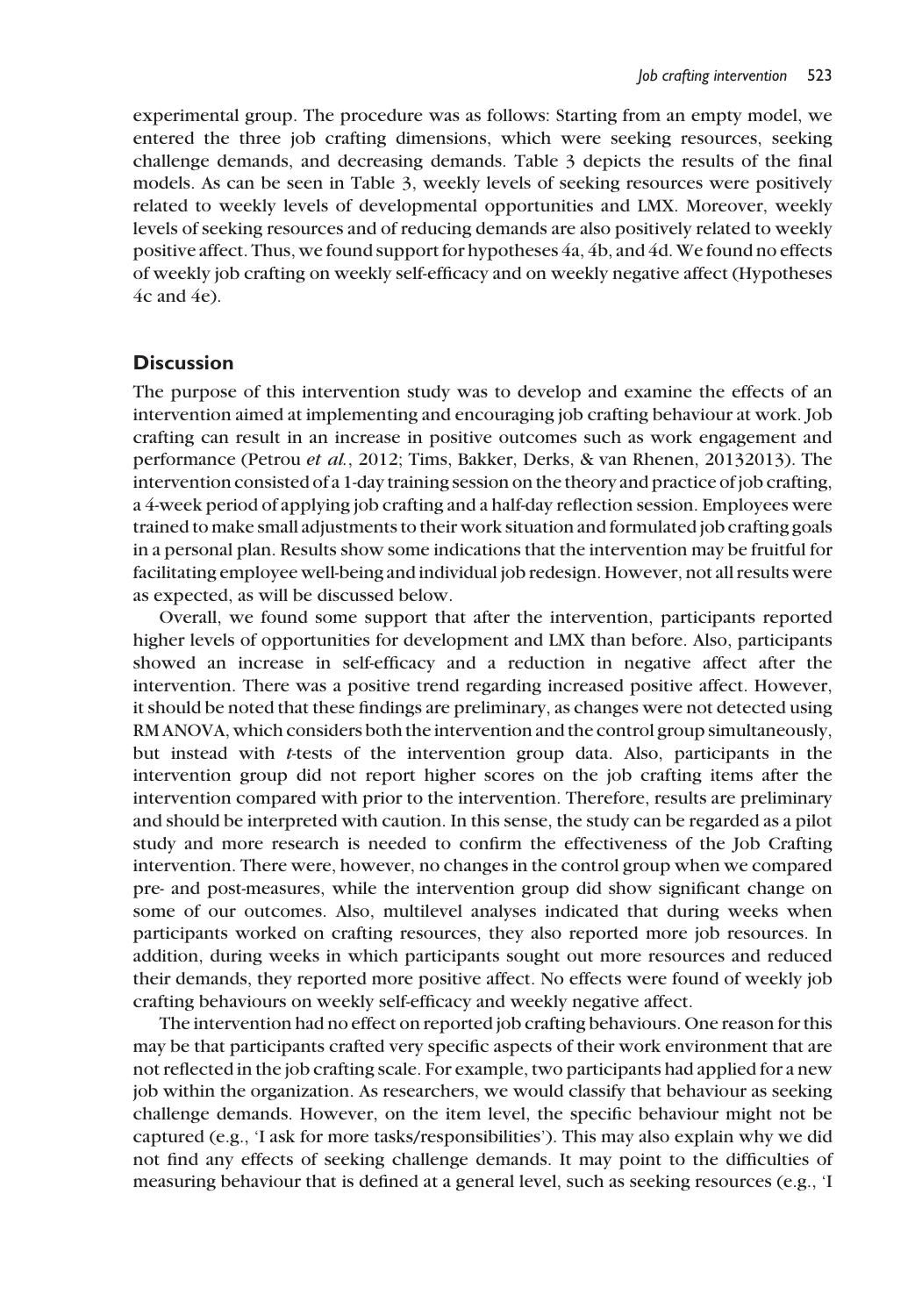experimental group. The procedure was as follows: Starting from an empty model, we entered the three job crafting dimensions, which were seeking resources, seeking challenge demands, and decreasing demands. Table 3 depicts the results of the final models. As can be seen in Table 3, weekly levels of seeking resources were positively related to weekly levels of developmental opportunities and LMX. Moreover, weekly levels of seeking resources and of reducing demands are also positively related to weekly positive affect. Thus, we found support for hypotheses 4a, 4b, and 4d. We found no effects of weekly job crafting on weekly self-efficacy and on weekly negative affect (Hypotheses 4c and 4e).

## Discussion

The purpose of this intervention study was to develop and examine the effects of an intervention aimed at implementing and encouraging job crafting behaviour at work. Job crafting can result in an increase in positive outcomes such as work engagement and performance (Petrou *et al.*, 2012; Tims, Bakker, Derks, & van Rhenen, 20132013). The intervention consisted of a 1-day training session on the theory and practice of job crafting, a 4-week period of applying job crafting and a half-day reflection session. Employees were trained to make small adjustments to their work situation and formulated job crafting goals in a personal plan. Results show some indications that the intervention may be fruitful for facilitating employee well-being and individual job redesign. However, not all results were as expected, as will be discussed below.

Overall, we found some support that after the intervention, participants reported higher levels of opportunities for development and LMX than before. Also, participants showed an increase in self-efficacy and a reduction in negative affect after the intervention. There was a positive trend regarding increased positive affect. However, it should be noted that these findings are preliminary, as changes were not detected using RM ANOVA, which considers both the intervention and the control group simultaneously, but instead with *t*-tests of the intervention group data. Also, participants in the intervention group did not report higher scores on the job crafting items after the intervention compared with prior to the intervention. Therefore, results are preliminary and should be interpreted with caution. In this sense, the study can be regarded as a pilot study and more research is needed to confirm the effectiveness of the Job Crafting intervention. There were, however, no changes in the control group when we compared pre- and post-measures, while the intervention group did show significant change on some of our outcomes. Also, multilevel analyses indicated that during weeks when participants worked on crafting resources, they also reported more job resources. In addition, during weeks in which participants sought out more resources and reduced their demands, they reported more positive affect. No effects were found of weekly job crafting behaviours on weekly self-efficacy and weekly negative affect.

The intervention had no effect on reported job crafting behaviours. One reason for this may be that participants crafted very specific aspects of their work environment that are not reflected in the job crafting scale. For example, two participants had applied for a new job within the organization. As researchers, we would classify that behaviour as seeking challenge demands. However, on the item level, the specific behaviour might not be captured (e.g., 'I ask for more tasks/responsibilities'). This may also explain why we did not find any effects of seeking challenge demands. It may point to the difficulties of measuring behaviour that is defined at a general level, such as seeking resources (e.g., 'I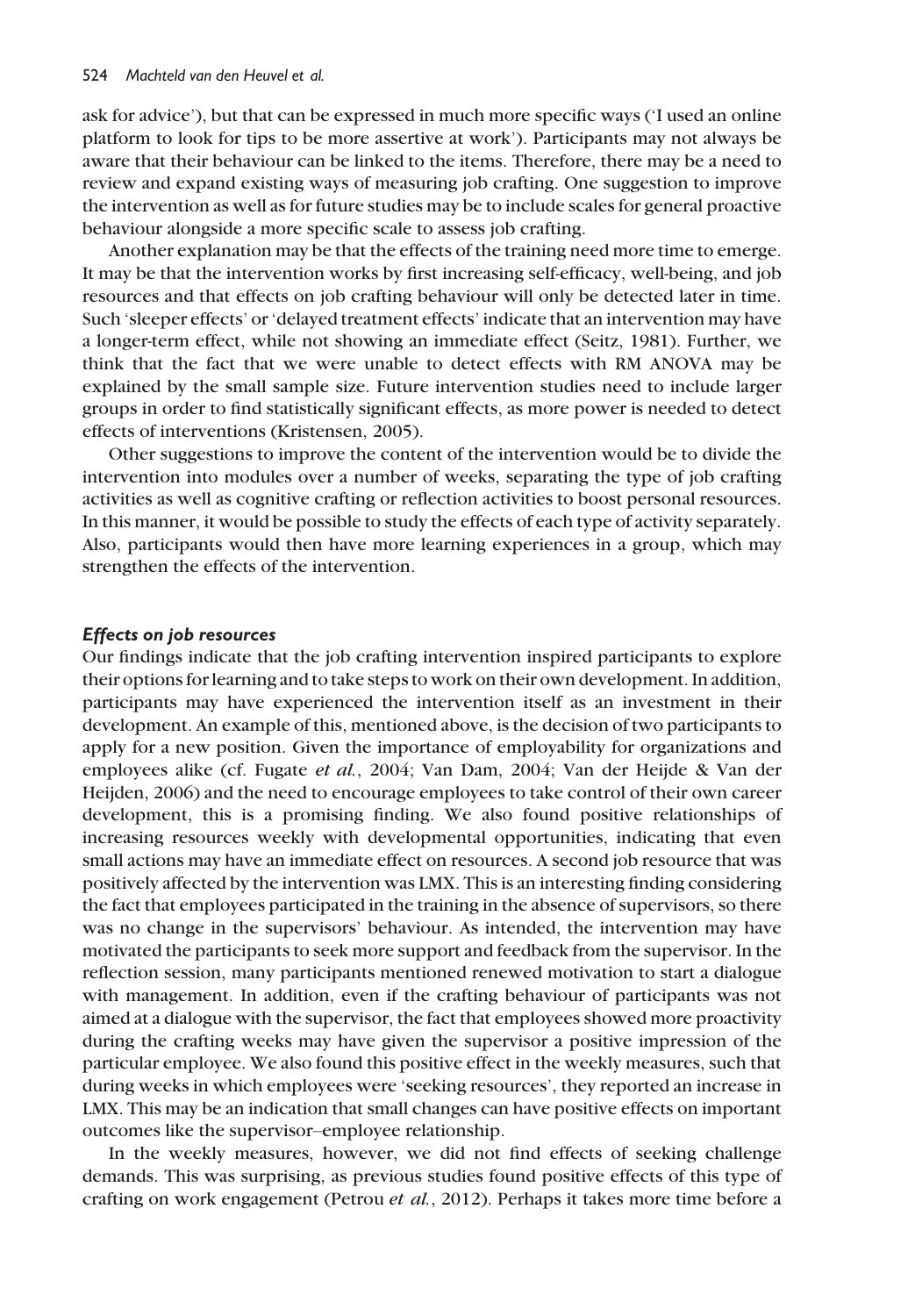ask for advice'), but that can be expressed in much more specific ways ('I used an online platform to look for tips to be more assertive at work'). Participants may not always be aware that their behaviour can be linked to the items. Therefore, there may be a need to review and expand existing ways of measuring job crafting. One suggestion to improve the intervention as well as for future studies may be to include scales for general proactive behaviour alongside a more specific scale to assess job crafting.

Another explanation may be that the effects of the training need more time to emerge. It may be that the intervention works by first increasing self-efficacy, well-being, and job resources and that effects on job crafting behaviour will only be detected later in time. Such 'sleeper effects' or 'delayed treatment effects' indicate that an intervention may have a longer-term effect, while not showing an immediate effect (Seitz, 1981). Further, we think that the fact that we were unable to detect effects with RM ANOVA may be explained by the small sample size. Future intervention studies need to include larger groups in order to find statistically significant effects, as more power is needed to detect effects of interventions (Kristensen, 2005).

Other suggestions to improve the content of the intervention would be to divide the intervention into modules over a number of weeks, separating the type of job crafting activities as well as cognitive crafting or reflection activities to boost personal resources. In this manner, it would be possible to study the effects of each type of activity separately. Also, participants would then have more learning experiences in a group, which may strengthen the effects of the intervention.

#### *Effects on job resources*

Our findings indicate that the job crafting intervention inspired participants to explore their options for learning and to take steps to work on their own development. In addition, participants may have experienced the intervention itself as an investment in their development. An example of this, mentioned above, is the decision of two participants to apply for a new position. Given the importance of employability for organizations and employees alike (cf. Fugate *et al.*, 2004; Van Dam, 2004; Van der Heijde & Van der Heijden, 2006) and the need to encourage employees to take control of their own career development, this is a promising finding. We also found positive relationships of increasing resources weekly with developmental opportunities, indicating that even small actions may have an immediate effect on resources. A second job resource that was positively affected by the intervention was LMX. This is an interesting finding considering the fact that employees participated in the training in the absence of supervisors, so there was no change in the supervisors' behaviour. As intended, the intervention may have motivated the participants to seek more support and feedback from the supervisor. In the reflection session, many participants mentioned renewed motivation to start a dialogue with management. In addition, even if the crafting behaviour of participants was not aimed at a dialogue with the supervisor, the fact that employees showed more proactivity during the crafting weeks may have given the supervisor a positive impression of the particular employee. We also found this positive effect in the weekly measures, such that during weeks in which employees were 'seeking resources', they reported an increase in LMX. This may be an indication that small changes can have positive effects on important outcomes like the supervisor–employee relationship.

In the weekly measures, however, we did not find effects of seeking challenge demands. This was surprising, as previous studies found positive effects of this type of crafting on work engagement (Petrou *et al.*, 2012). Perhaps it takes more time before a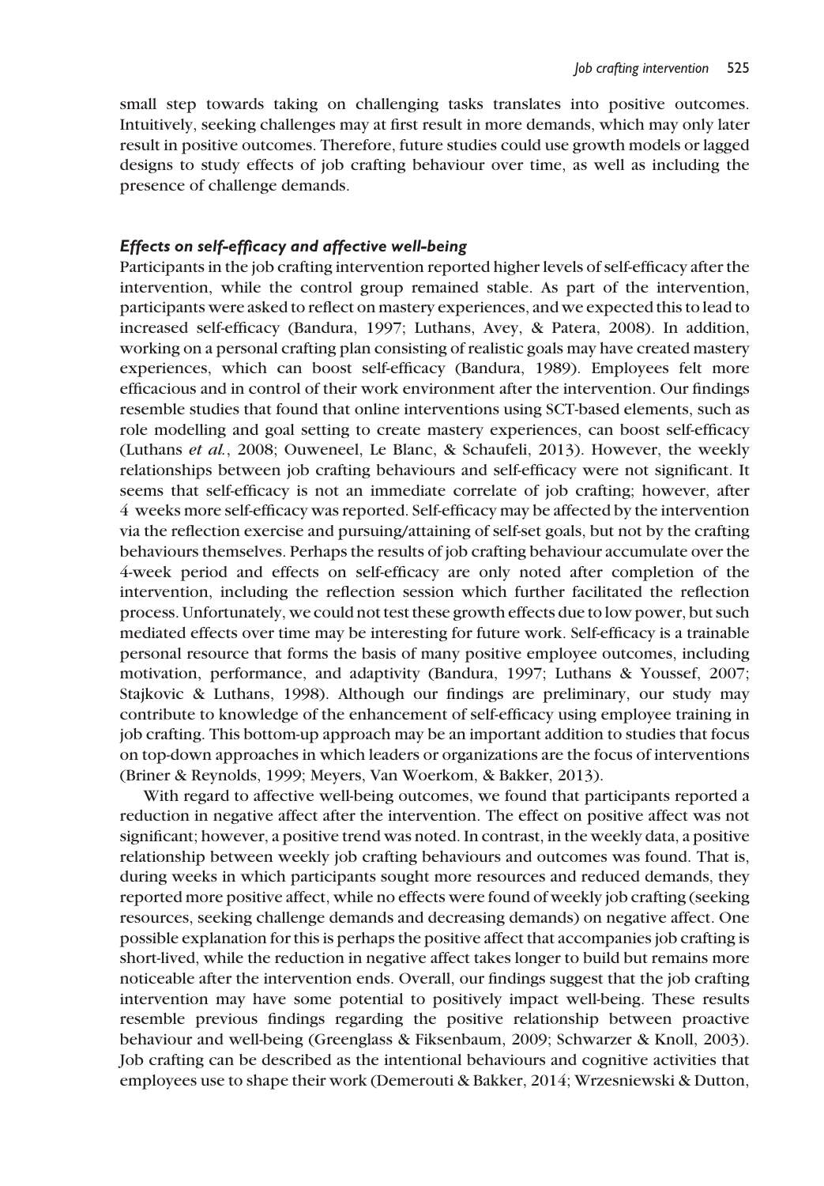small step towards taking on challenging tasks translates into positive outcomes. Intuitively, seeking challenges may at first result in more demands, which may only later result in positive outcomes. Therefore, future studies could use growth models or lagged designs to study effects of job crafting behaviour over time, as well as including the presence of challenge demands.

### *Effects on self-efficacy and affective well-being*

Participants in the job crafting intervention reported higher levels of self-efficacy after the intervention, while the control group remained stable. As part of the intervention, participants were asked to reflect on mastery experiences, and we expected this to lead to increased self-efficacy (Bandura, 1997; Luthans, Avey, & Patera, 2008). In addition, working on a personal crafting plan consisting of realistic goals may have created mastery experiences, which can boost self-efficacy (Bandura, 1989). Employees felt more efficacious and in control of their work environment after the intervention. Our findings resemble studies that found that online interventions using SCT-based elements, such as role modelling and goal setting to create mastery experiences, can boost self-efficacy (Luthans *et al.*, 2008; Ouweneel, Le Blanc, & Schaufeli, 2013). However, the weekly relationships between job crafting behaviours and self-efficacy were not significant. It seems that self-efficacy is not an immediate correlate of job crafting; however, after 4 weeks more self-efficacy was reported. Self-efficacy may be affected by the intervention via the reflection exercise and pursuing/attaining of self-set goals, but not by the crafting behaviours themselves. Perhaps the results of job crafting behaviour accumulate over the 4-week period and effects on self-efficacy are only noted after completion of the intervention, including the reflection session which further facilitated the reflection process. Unfortunately, we could not test these growth effects due to low power, but such mediated effects over time may be interesting for future work. Self-efficacy is a trainable personal resource that forms the basis of many positive employee outcomes, including motivation, performance, and adaptivity (Bandura, 1997; Luthans & Youssef, 2007; Stajkovic & Luthans, 1998). Although our findings are preliminary, our study may contribute to knowledge of the enhancement of self-efficacy using employee training in job crafting. This bottom-up approach may be an important addition to studies that focus on top-down approaches in which leaders or organizations are the focus of interventions (Briner & Reynolds, 1999; Meyers, Van Woerkom, & Bakker, 2013).

With regard to affective well-being outcomes, we found that participants reported a reduction in negative affect after the intervention. The effect on positive affect was not significant; however, a positive trend was noted. In contrast, in the weekly data, a positive relationship between weekly job crafting behaviours and outcomes was found. That is, during weeks in which participants sought more resources and reduced demands, they reported more positive affect, while no effects were found of weekly job crafting (seeking resources, seeking challenge demands and decreasing demands) on negative affect. One possible explanation for this is perhaps the positive affect that accompanies job crafting is short-lived, while the reduction in negative affect takes longer to build but remains more noticeable after the intervention ends. Overall, our findings suggest that the job crafting intervention may have some potential to positively impact well-being. These results resemble previous findings regarding the positive relationship between proactive behaviour and well-being (Greenglass & Fiksenbaum, 2009; Schwarzer & Knoll, 2003). Job crafting can be described as the intentional behaviours and cognitive activities that employees use to shape their work (Demerouti & Bakker, 2014; Wrzesniewski & Dutton,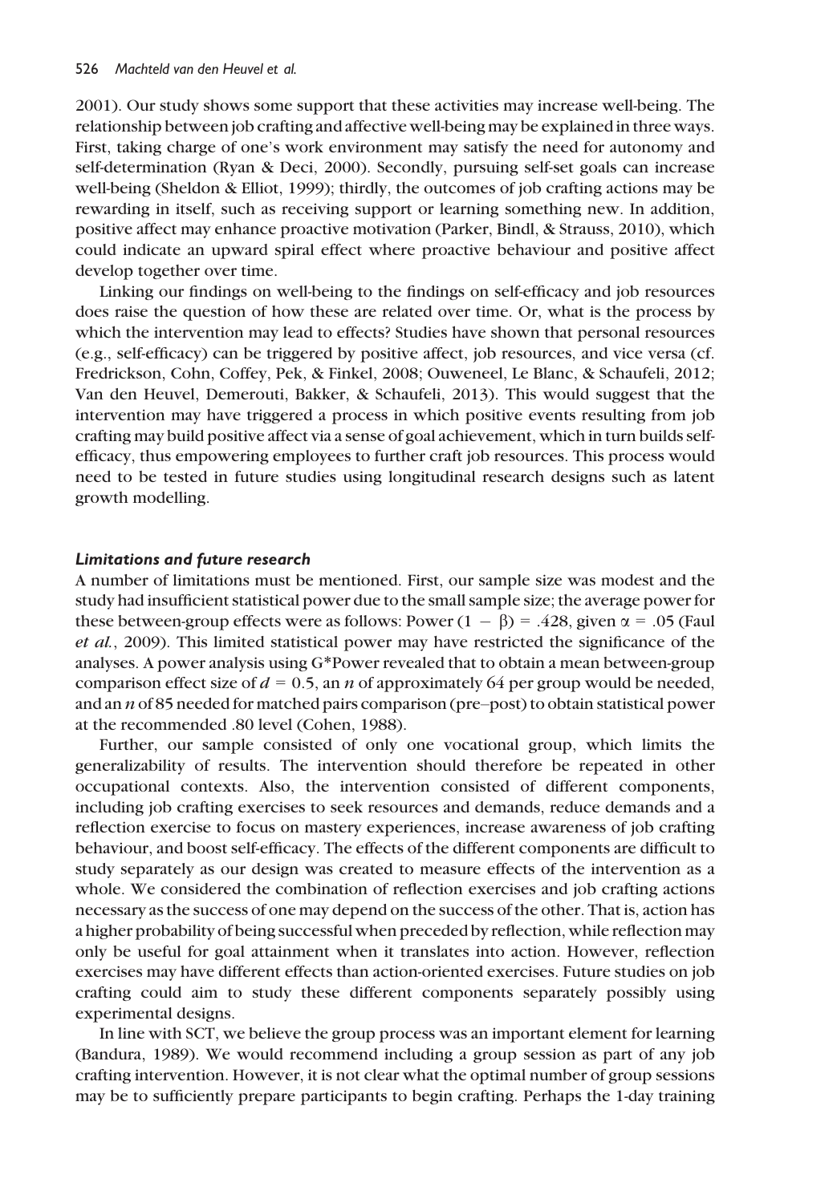2001). Our study shows some support that these activities may increase well-being. The relationship between job crafting and affective well-being may be explained in three ways. First, taking charge of one's work environment may satisfy the need for autonomy and self-determination (Ryan & Deci, 2000). Secondly, pursuing self-set goals can increase well-being (Sheldon & Elliot, 1999); thirdly, the outcomes of job crafting actions may be rewarding in itself, such as receiving support or learning something new. In addition, positive affect may enhance proactive motivation (Parker, Bindl, & Strauss, 2010), which could indicate an upward spiral effect where proactive behaviour and positive affect develop together over time.

Linking our findings on well-being to the findings on self-efficacy and job resources does raise the question of how these are related over time. Or, what is the process by which the intervention may lead to effects? Studies have shown that personal resources (e.g., self-efficacy) can be triggered by positive affect, job resources, and vice versa (cf. Fredrickson, Cohn, Coffey, Pek, & Finkel, 2008; Ouweneel, Le Blanc, & Schaufeli, 2012; Van den Heuvel, Demerouti, Bakker, & Schaufeli, 2013). This would suggest that the intervention may have triggered a process in which positive events resulting from job crafting may build positive affect via a sense of goal achievement, which in turn builds self-efficacy, thus empowering employees to further craft job resources. This process would need to be tested in future studies using longitudinal research designs such as latent growth modelling.

### *Limitations and future research*

A number of limitations must be mentioned. First, our sample size was modest and the study had insufficient statistical power due to the small sample size; the average power for these between-group effects were as follows: Power $(1 - \beta) = .428$, given $\alpha = .05$ (Faul *et al.*, 2009). This limited statistical power may have restricted the significance of the analyses. A power analysis using G*Power revealed that to obtain a mean between-group comparison effect size of $d = 0.5$, an $n$ of approximately 64 per group would be needed, and an $n$ of 85 needed for matched pairs comparison (pre–post) to obtain statistical power at the recommended .80 level (Cohen, 1988).

Further, our sample consisted of only one vocational group, which limits the generalizability of results. The intervention should therefore be repeated in other occupational contexts. Also, the intervention consisted of different components, including job crafting exercises to seek resources and demands, reduce demands and a reflection exercise to focus on mastery experiences, increase awareness of job crafting behaviour, and boost self-efficacy. The effects of the different components are difficult to study separately as our design was created to measure effects of the intervention as a whole. We considered the combination of reflection exercises and job crafting actions necessary as the success of one may depend on the success of the other. That is, action has a higher probability of being successful when preceded by reflection, while reflection may only be useful for goal attainment when it translates into action. However, reflection exercises may have different effects than action-oriented exercises. Future studies on job crafting could aim to study these different components separately possibly using experimental designs.

In line with SCT, we believe the group process was an important element for learning (Bandura, 1989). We would recommend including a group session as part of any job crafting intervention. However, it is not clear what the optimal number of group sessions may be to sufficiently prepare participants to begin crafting. Perhaps the 1-day training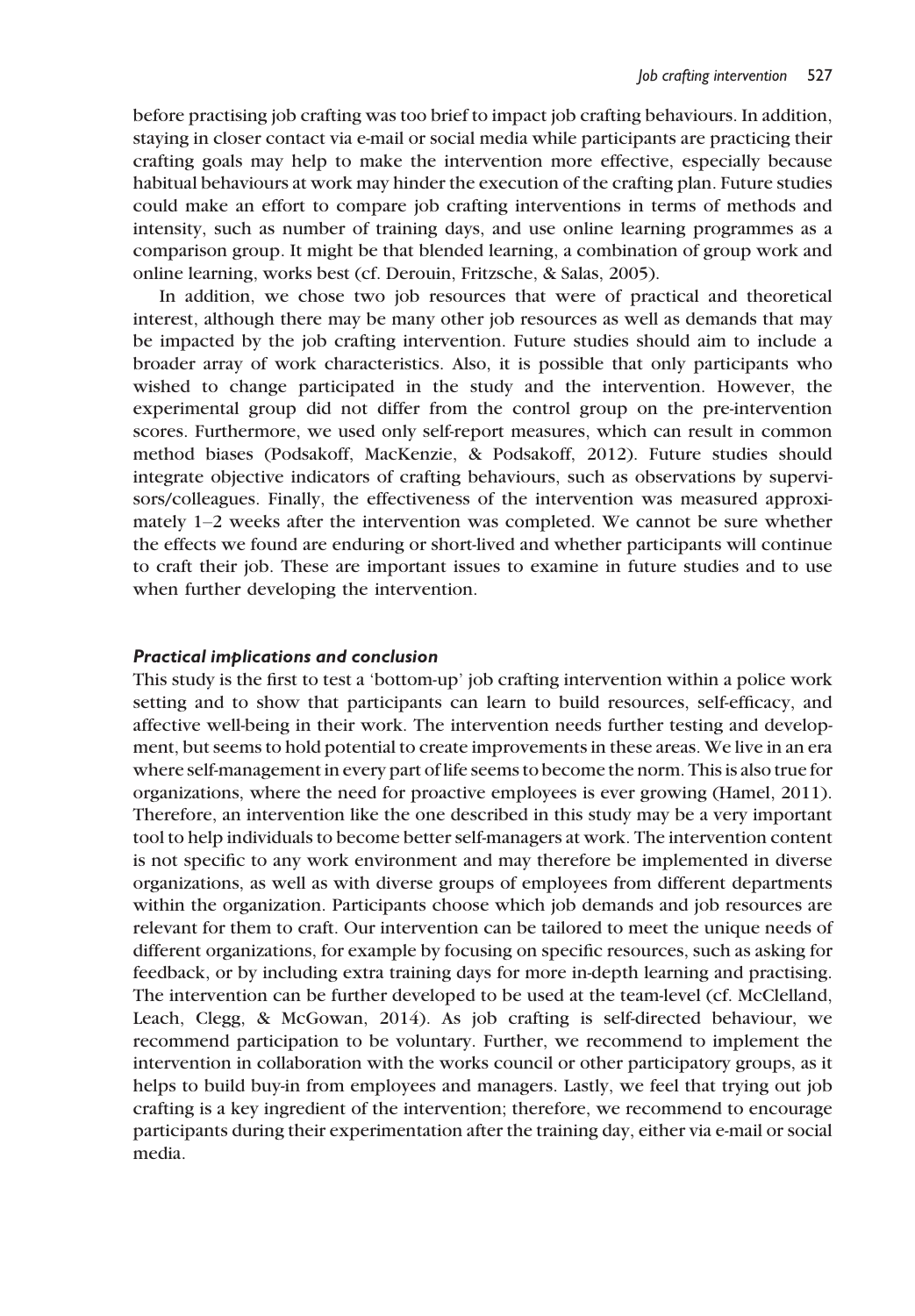before practising job crafting was too brief to impact job crafting behaviours. In addition, staying in closer contact via e-mail or social media while participants are practicing their crafting goals may help to make the intervention more effective, especially because habitual behaviours at work may hinder the execution of the crafting plan. Future studies could make an effort to compare job crafting interventions in terms of methods and intensity, such as number of training days, and use online learning programmes as a comparison group. It might be that blended learning, a combination of group work and online learning, works best (cf. Derouin, Fritzsche, & Salas, 2005).

In addition, we chose two job resources that were of practical and theoretical interest, although there may be many other job resources as well as demands that may be impacted by the job crafting intervention. Future studies should aim to include a broader array of work characteristics. Also, it is possible that only participants who wished to change participated in the study and the intervention. However, the experimental group did not differ from the control group on the pre-intervention scores. Furthermore, we used only self-report measures, which can result in common method biases (Podsakoff, MacKenzie, & Podsakoff, 2012). Future studies should integrate objective indicators of crafting behaviours, such as observations by supervisors/colleagues. Finally, the effectiveness of the intervention was measured approximately 1–2 weeks after the intervention was completed. We cannot be sure whether the effects we found are enduring or short-lived and whether participants will continue to craft their job. These are important issues to examine in future studies and to use when further developing the intervention.

### *Practical implications and conclusion*

This study is the first to test a 'bottom-up' job crafting intervention within a police work setting and to show that participants can learn to build resources, self-efficacy, and affective well-being in their work. The intervention needs further testing and development, but seems to hold potential to create improvements in these areas. We live in an era where self-management in every part of life seems to become the norm. This is also true for organizations, where the need for proactive employees is ever growing (Hamel, 2011). Therefore, an intervention like the one described in this study may be a very important tool to help individuals to become better self-managers at work. The intervention content is not specific to any work environment and may therefore be implemented in diverse organizations, as well as with diverse groups of employees from different departments within the organization. Participants choose which job demands and job resources are relevant for them to craft. Our intervention can be tailored to meet the unique needs of different organizations, for example by focusing on specific resources, such as asking for feedback, or by including extra training days for more in-depth learning and practising. The intervention can be further developed to be used at the team-level (cf. McClelland, Leach, Clegg, & McGowan, 2014). As job crafting is self-directed behaviour, we recommend participation to be voluntary. Further, we recommend to implement the intervention in collaboration with the works council or other participatory groups, as it helps to build buy-in from employees and managers. Lastly, we feel that trying out job crafting is a key ingredient of the intervention; therefore, we recommend to encourage participants during their experimentation after the training day, either via e-mail or social media.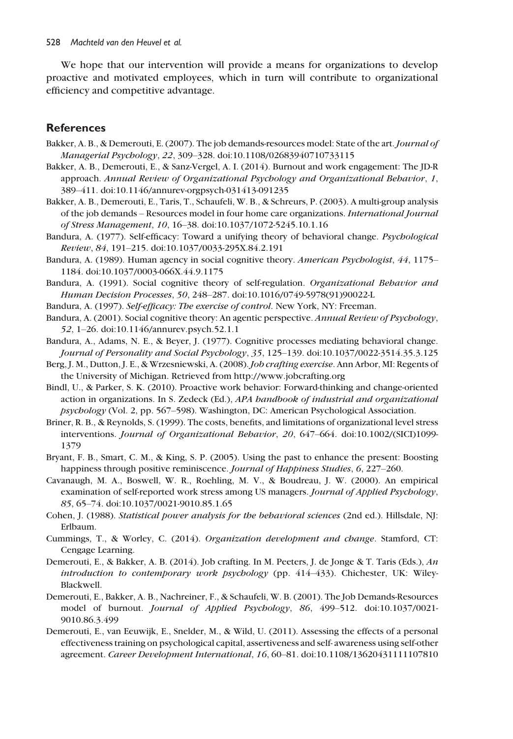We hope that our intervention will provide a means for organizations to develop proactive and motivated employees, which in turn will contribute to organizational efficiency and competitive advantage.

## References

Bakker, A. B., & Demerouti, E. (2007). The job demands-resources model: State of the art. *Journal of Managerial Psychology*, *22*, 309–328. doi:10.1108/02683940710733115

Bakker, A. B., Demerouti, E., & Sanz-Vergel, A. I. (2014). Burnout and work engagement: The JD-R approach. *Annual Review of Organizational Psychology and Organizational Behavior*, *1*, 389–411. doi:10.1146/annurev-orgpsych-031413-091235

Bakker, A. B., Demerouti, E., Taris, T., Schaufeli, W. B., & Schreurs, P. (2003). A multi-group analysis of the job demands – Resources model in four home care organizations. *International Journal of Stress Management*, *10*, 16–38. doi:10.1037/1072-5245.10.1.16

Bandura, A. (1977). Self-efficacy: Toward a unifying theory of behavioral change. *Psychological Review*, *84*, 191–215. doi:10.1037/0033-295X.84.2.191

Bandura, A. (1989). Human agency in social cognitive theory. *American Psychologist*, *44*, 1175–1184. doi:10.1037/0003-066X.44.9.1175

Bandura, A. (1991). Social cognitive theory of self-regulation. *Organizational Behavior and Human Decision Processes*, *50*, 248–287. doi:10.1016/0749-5978(91)90022-L

Bandura, A. (1997). *Self-efficacy: The exercise of control*. New York, NY: Freeman.

Bandura, A. (2001). Social cognitive theory: An agentic perspective. *Annual Review of Psychology*, *52*, 1–26. doi:10.1146/annurev.psych.52.1.1

Bandura, A., Adams, N. E., & Beyer, J. (1977). Cognitive processes mediating behavioral change. *Journal of Personality and Social Psychology*, *35*, 125–139. doi:10.1037/0022-3514.35.3.125

Berg, J. M., Dutton, J. E., & Wrzesniewski, A. (2008). *Job crafting exercise*. Ann Arbor, MI: Regents of the University of Michigan. Retrieved from http://www.jobcrafting.org

Bindl, U., & Parker, S. K. (2010). Proactive work behavior: Forward-thinking and change-oriented action in organizations. In S. Zedeck (Ed.), *APA handbook of industrial and organizational psychology* (Vol. 2, pp. 567–598). Washington, DC: American Psychological Association.

Briner, R. B., & Reynolds, S. (1999). The costs, benefits, and limitations of organizational level stress interventions. *Journal of Organizational Behavior*, *20*, 647–664. doi:10.1002/(SICI)1099-1379

Bryant, F. B., Smart, C. M., & King, S. P. (2005). Using the past to enhance the present: Boosting happiness through positive reminiscence. *Journal of Happiness Studies*, *6*, 227–260.

Cavanaugh, M. A., Boswell, W. R., Roehling, M. V., & Boudreau, J. W. (2000). An empirical examination of self-reported work stress among US managers. *Journal of Applied Psychology*, *85*, 65–74. doi:10.1037/0021-9010.85.1.65

Cohen, J. (1988). *Statistical power analysis for the behavioral sciences* (2nd ed.). Hillsdale, NJ: Erlbaum.

Cummings, T., & Worley, C. (2014). *Organization development and change*. Stamford, CT: Cengage Learning.

Demerouti, E., & Bakker, A. B. (2014). Job crafting. In M. Peeters, J. de Jonge & T. Taris (Eds.), *An introduction to contemporary work psychology* (pp. 414–433). Chichester, UK: Wiley-Blackwell.

Demerouti, E., Bakker, A. B., Nachreiner, F., & Schaufeli, W. B. (2001). The Job Demands-Resources model of burnout. *Journal of Applied Psychology*, *86*, 499–512. doi:10.1037/0021-9010.86.3.499

Demerouti, E., van Eeuwijk, E., Snelder, M., & Wild, U. (2011). Assessing the effects of a personal effectiveness training on psychological capital, assertiveness and self- awareness using self-other agreement. *Career Development International*, *16*, 60–81. doi:10.1108/13620431111107810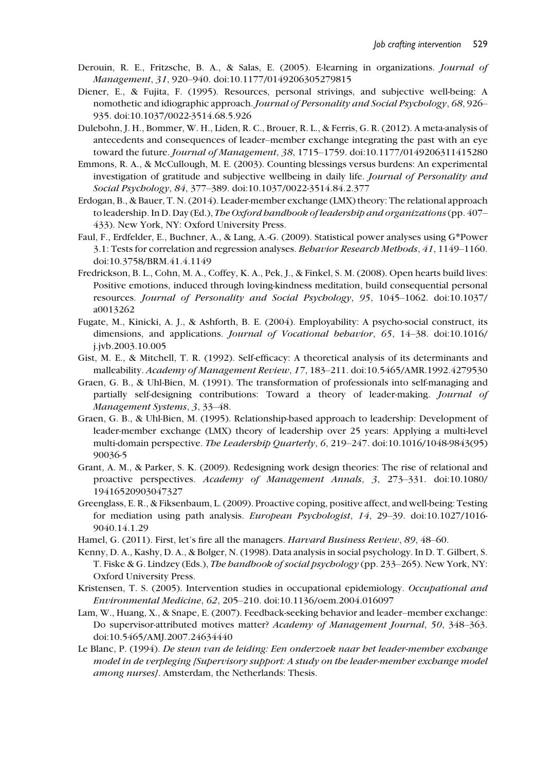Derouin, R. E., Fritzsche, B. A., & Salas, E. (2005). E-learning in organizations. *Journal of Management*, *31*, 920–940. doi:10.1177/0149206305279815

Diener, E., & Fujita, F. (1995). Resources, personal strivings, and subjective well-being: A nomothetic and idiographic approach. *Journal of Personality and Social Psychology*, *68*, 926–935. doi:10.1037/0022-3514.68.5.926

Dulebohn, J. H., Bommer, W. H., Liden, R. C., Brouer, R. L., & Ferris, G. R. (2012). A meta-analysis of antecedents and consequences of leader–member exchange integrating the past with an eye toward the future. *Journal of Management*, *38*, 1715–1759. doi:10.1177/0149206311415280

Emmons, R. A., & McCullough, M. E. (2003). Counting blessings versus burdens: An experimental investigation of gratitude and subjective wellbeing in daily life. *Journal of Personality and Social Psychology*, *84*, 377–389. doi:10.1037/0022-3514.84.2.377

Erdogan, B., & Bauer, T. N. (2014). Leader-member exchange (LMX) theory: The relational approach to leadership. In D. Day (Ed.), *The Oxford handbook of leadership and organizations* (pp. 407–433). New York, NY: Oxford University Press.

Faul, F., Erdfelder, E., Buchner, A., & Lang, A.-G. (2009). Statistical power analyses using G*Power 3.1: Tests for correlation and regression analyses. *Behavior Research Methods*, *41*, 1149–1160. doi:10.3758/BRM.41.4.1149

Fredrickson, B. L., Cohn, M. A., Coffey, K. A., Pek, J., & Finkel, S. M. (2008). Open hearts build lives: Positive emotions, induced through loving-kindness meditation, build consequential personal resources. *Journal of Personality and Social Psychology*, *95*, 1045–1062. doi:10.1037/a0013262

Fugate, M., Kinicki, A. J., & Ashforth, B. E. (2004). Employability: A psycho-social construct, its dimensions, and applications. *Journal of Vocational behavior*, *65*, 14–38. doi:10.1016/j.jvb.2003.10.005

Gist, M. E., & Mitchell, T. R. (1992). Self-efficacy: A theoretical analysis of its determinants and malleability. *Academy of Management Review*, *17*, 183–211. doi:10.5465/AMR.1992.4279530

Graen, G. B., & Uhl-Bien, M. (1991). The transformation of professionals into self-managing and partially self-designing contributions: Toward a theory of leader-making. *Journal of Management Systems*, *3*, 33–48.

Graen, G. B., & Uhl-Bien, M. (1995). Relationship-based approach to leadership: Development of leader-member exchange (LMX) theory of leadership over 25 years: Applying a multi-level multi-domain perspective. *The Leadership Quarterly*, *6*, 219–247. doi:10.1016/1048-9843(95)90036-5

Grant, A. M., & Parker, S. K. (2009). Redesigning work design theories: The rise of relational and proactive perspectives. *Academy of Management Annals*, *3*, 273–331. doi:10.1080/19416520903047327

Greenglass, E. R., & Fiksenbaum, L. (2009). Proactive coping, positive affect, and well-being: Testing for mediation using path analysis. *European Psychologist*, *14*, 29–39. doi:10.1027/1016-9040.14.1.29

Hamel, G. (2011). First, let's fire all the managers. *Harvard Business Review*, *89*, 48–60.

Kenny, D. A., Kashy, D. A., & Bolger, N. (1998). Data analysis in social psychology. In D. T. Gilbert, S. T. Fiske & G. Lindzey (Eds.), *The handbook of social psychology* (pp. 233–265). New York, NY: Oxford University Press.

Kristensen, T. S. (2005). Intervention studies in occupational epidemiology. *Occupational and Environmental Medicine*, *62*, 205–210. doi:10.1136/oem.2004.016097

Lam, W., Huang, X., & Snape, E. (2007). Feedback-seeking behavior and leader–member exchange: Do supervisor-attributed motives matter? *Academy of Management Journal*, *50*, 348–363. doi:10.5465/AMJ.2007.24634440

Le Blanc, P. (1994). *De steun van de leiding: Een onderzoek naar het leader-member exchange model in de verpleging [Supervisory support: A study on the leader-member exchange model among nurses]*. Amsterdam, the Netherlands: Thesis.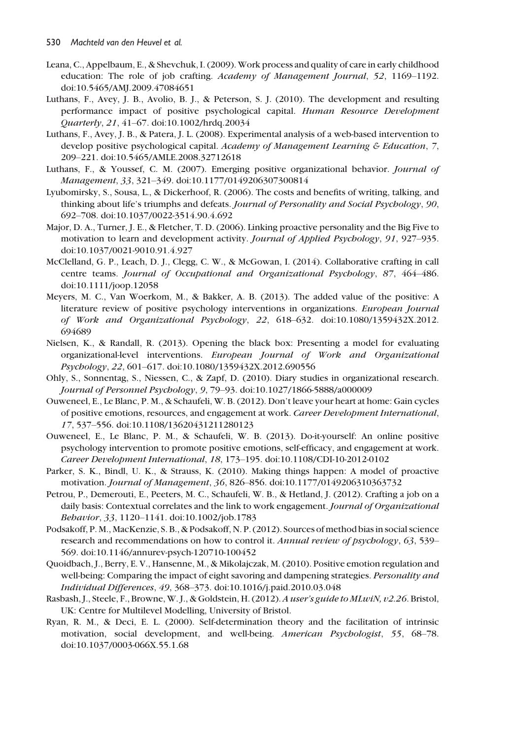Leana, C., Appelbaum, E., & Shevchuk, I. (2009). Work process and quality of care in early childhood education: The role of job crafting. *Academy of Management Journal*, *52*, 1169–1192. doi:10.5465/AMJ.2009.47084651

Luthans, F., Avey, J. B., Avolio, B. J., & Peterson, S. J. (2010). The development and resulting performance impact of positive psychological capital. *Human Resource Development Quarterly*, *21*, 41–67. doi:10.1002/hrdq.20034

Luthans, F., Avey, J. B., & Patera, J. L. (2008). Experimental analysis of a web-based intervention to develop positive psychological capital. *Academy of Management Learning & Education*, *7*, 209–221. doi:10.5465/AMLE.2008.32712618

Luthans, F., & Youssef, C. M. (2007). Emerging positive organizational behavior. *Journal of Management*, *33*, 321–349. doi:10.1177/0149206307300814

Lyubomirsky, S., Sousa, L., & Dickerhoof, R. (2006). The costs and benefits of writing, talking, and thinking about life's triumphs and defeats. *Journal of Personality and Social Psychology*, *90*, 692–708. doi:10.1037/0022-3514.90.4.692

Major, D. A., Turner, J. E., & Fletcher, T. D. (2006). Linking proactive personality and the Big Five to motivation to learn and development activity. *Journal of Applied Psychology*, *91*, 927–935. doi:10.1037/0021-9010.91.4.927

McClelland, G. P., Leach, D. J., Clegg, C. W., & McGowan, I. (2014). Collaborative crafting in call centre teams. *Journal of Occupational and Organizational Psychology*, *87*, 464–486. doi:10.1111/joop.12058

Meyers, M. C., Van Woerkom, M., & Bakker, A. B. (2013). The added value of the positive: A literature review of positive psychology interventions in organizations. *European Journal of Work and Organizational Psychology*, *22*, 618–632. doi:10.1080/1359432X.2012.694689

Nielsen, K., & Randall, R. (2013). Opening the black box: Presenting a model for evaluating organizational-level interventions. *European Journal of Work and Organizational Psychology*, *22*, 601–617. doi:10.1080/1359432X.2012.690556

Ohly, S., Sonnentag, S., Niessen, C., & Zapf, D. (2010). Diary studies in organizational research. *Journal of Personnel Psychology*, *9*, 79–93. doi:10.1027/1866-5888/a000009

Ouweneel, E., Le Blanc, P. M., & Schaufeli, W. B. (2012). Don't leave your heart at home: Gain cycles of positive emotions, resources, and engagement at work. *Career Development International*, *17*, 537–556. doi:10.1108/13620431211280123

Ouweneel, E., Le Blanc, P. M., & Schaufeli, W. B. (2013). Do-it-yourself: An online positive psychology intervention to promote positive emotions, self-efficacy, and engagement at work. *Career Development International*, *18*, 173–195. doi:10.1108/CDI-10-2012-0102

Parker, S. K., Bindl, U. K., & Strauss, K. (2010). Making things happen: A model of proactive motivation. *Journal of Management*, *36*, 826–856. doi:10.1177/0149206310363732

Petrou, P., Demerouti, E., Peeters, M. C., Schaufeli, W. B., & Hetland, J. (2012). Crafting a job on a daily basis: Contextual correlates and the link to work engagement. *Journal of Organizational Behavior*, *33*, 1120–1141. doi:10.1002/job.1783

Podsakoff, P. M., MacKenzie, S. B., & Podsakoff, N. P. (2012). Sources of method bias in social science research and recommendations on how to control it. *Annual review of psychology*, *63*, 539–569. doi:10.1146/annurev-psych-120710-100452

Quoidbach, J., Berry, E. V., Hansenne, M., & Mikolajczak, M. (2010). Positive emotion regulation and well-being: Comparing the impact of eight savoring and dampening strategies. *Personality and Individual Differences*, *49*, 368–373. doi:10.1016/j.paid.2010.03.048

Rasbash, J., Steele, F., Browne, W. J., & Goldstein, H. (2012). *A user's guide to MLwiN, v2.26*. Bristol, UK: Centre for Multilevel Modelling, University of Bristol.

Ryan, R. M., & Deci, E. L. (2000). Self-determination theory and the facilitation of intrinsic motivation, social development, and well-being. *American Psychologist*, *55*, 68–78. doi:10.1037/0003-066X.55.1.68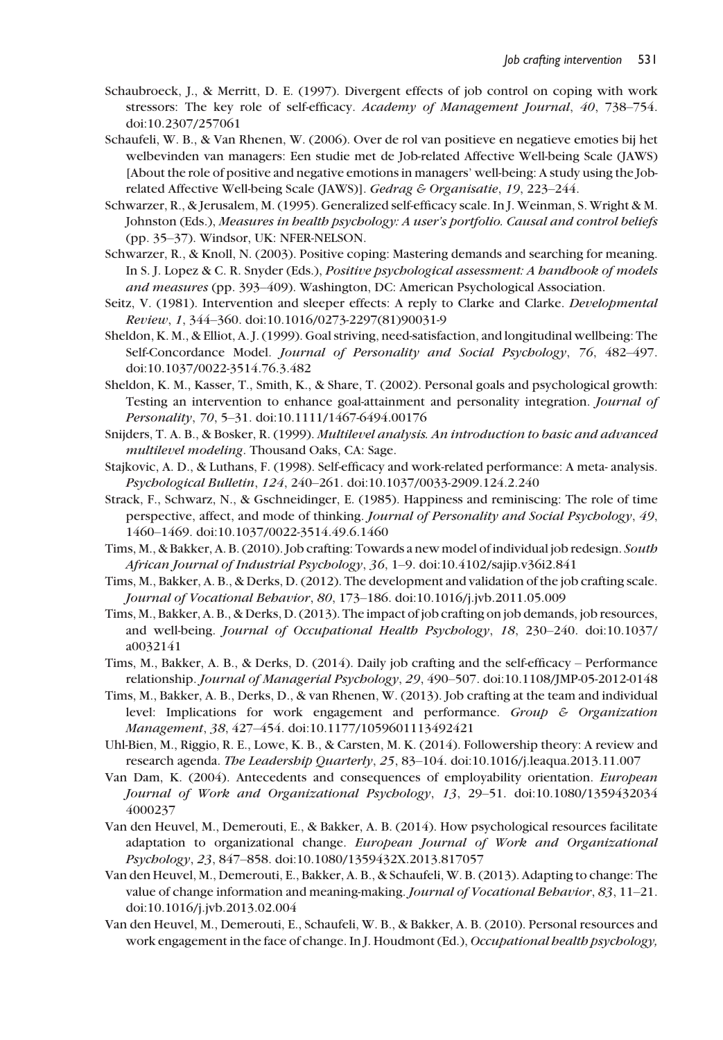Schaubroeck, J., & Merritt, D. E. (1997). Divergent effects of job control on coping with work stressors: The key role of self-efficacy. *Academy of Management Journal*, *40*, 738–754. doi:10.2307/257061

Schaufeli, W. B., & Van Rhenen, W. (2006). Over de rol van positieve en negatieve emoties bij het welbevinden van managers: Een studie met de Job-related Affective Well-being Scale (JAWS) [About the role of positive and negative emotions in managers' well-being: A study using the Job-related Affective Well-being Scale (JAWS)]. *Gedrag & Organisatie*, *19*, 223–244.

Schwarzer, R., & Jerusalem, M. (1995). Generalized self-efficacy scale. In J. Weinman, S. Wright & M. Johnston (Eds.), *Measures in health psychology: A user's portfolio. Causal and control beliefs* (pp. 35–37). Windsor, UK: NFER-NELSON.

Schwarzer, R., & Knoll, N. (2003). Positive coping: Mastering demands and searching for meaning. In S. J. Lopez & C. R. Snyder (Eds.), *Positive psychological assessment: A handbook of models and measures* (pp. 393–409). Washington, DC: American Psychological Association.

Seitz, V. (1981). Intervention and sleeper effects: A reply to Clarke and Clarke. *Developmental Review*, *1*, 344–360. doi:10.1016/0273-2297(81)90031-9

Sheldon, K. M., & Elliot, A. J. (1999). Goal striving, need-satisfaction, and longitudinal wellbeing: The Self-Concordance Model. *Journal of Personality and Social Psychology*, *76*, 482–497. doi:10.1037/0022-3514.76.3.482

Sheldon, K. M., Kasser, T., Smith, K., & Share, T. (2002). Personal goals and psychological growth: Testing an intervention to enhance goal-attainment and personality integration. *Journal of Personality*, *70*, 5–31. doi:10.1111/1467-6494.00176

Snijders, T. A. B., & Bosker, R. (1999). *Multilevel analysis. An introduction to basic and advanced multilevel modeling*. Thousand Oaks, CA: Sage.

Stajkovic, A. D., & Luthans, F. (1998). Self-efficacy and work-related performance: A meta- analysis. *Psychological Bulletin*, *124*, 240–261. doi:10.1037/0033-2909.124.2.240

Strack, F., Schwarz, N., & Gschneidinger, E. (1985). Happiness and reminiscing: The role of time perspective, affect, and mode of thinking. *Journal of Personality and Social Psychology*, *49*, 1460–1469. doi:10.1037/0022-3514.49.6.1460

Tims, M., & Bakker, A. B. (2010). Job crafting: Towards a new model of individual job redesign. *South African Journal of Industrial Psychology*, *36*, 1–9. doi:10.4102/sajip.v36i2.841

Tims, M., Bakker, A. B., & Derks, D. (2012). The development and validation of the job crafting scale. *Journal of Vocational Behavior*, *80*, 173–186. doi:10.1016/j.jvb.2011.05.009

Tims, M., Bakker, A. B., & Derks, D. (2013). The impact of job crafting on job demands, job resources, and well-being. *Journal of Occupational Health Psychology*, *18*, 230–240. doi:10.1037/a0032141

Tims, M., Bakker, A. B., & Derks, D. (2014). Daily job crafting and the self-efficacy – Performance relationship. *Journal of Managerial Psychology*, *29*, 490–507. doi:10.1108/JMP-05-2012-0148

Tims, M., Bakker, A. B., Derks, D., & van Rhenen, W. (2013). Job crafting at the team and individual level: Implications for work engagement and performance. *Group & Organization Management*, *38*, 427–454. doi:10.1177/1059601113492421

Uhl-Bien, M., Riggio, R. E., Lowe, K. B., & Carsten, M. K. (2014). Followership theory: A review and research agenda. *The Leadership Quarterly*, *25*, 83–104. doi:10.1016/j.leaqua.2013.11.007

Van Dam, K. (2004). Antecedents and consequences of employability orientation. *European Journal of Work and Organizational Psychology*, *13*, 29–51. doi:10.1080/13594320344000237

Van den Heuvel, M., Demerouti, E., & Bakker, A. B. (2014). How psychological resources facilitate adaptation to organizational change. *European Journal of Work and Organizational Psychology*, *23*, 847–858. doi:10.1080/1359432X.2013.817057

Van den Heuvel, M., Demerouti, E., Bakker, A. B., & Schaufeli, W. B. (2013). Adapting to change: The value of change information and meaning-making. *Journal of Vocational Behavior*, *83*, 11–21. doi:10.1016/j.jvb.2013.02.004

Van den Heuvel, M., Demerouti, E., Schaufeli, W. B., & Bakker, A. B. (2010). Personal resources and work engagement in the face of change. In J. Houdmont (Ed.), *Occupational health psychology,*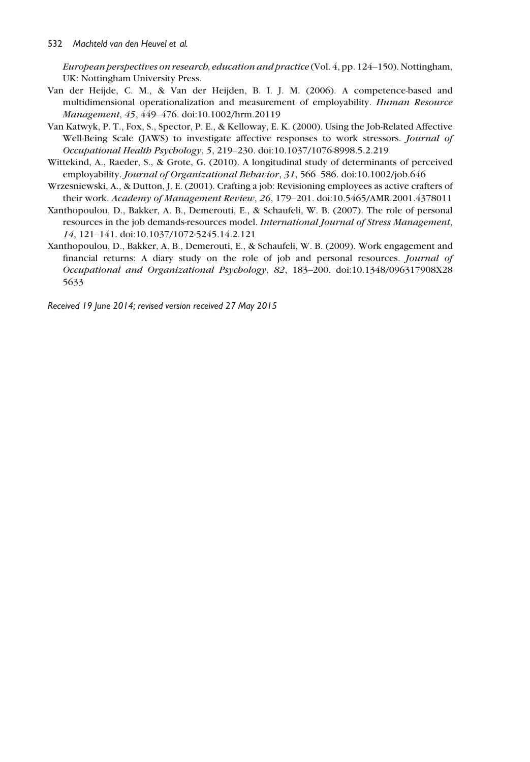*European perspectives on research, education and practice* (Vol. 4, pp. 124–150). Nottingham, UK: Nottingham University Press.

Van der Heijde, C. M., & Van der Heijden, B. I. J. M. (2006). A competence-based and multidimensional operationalization and measurement of employability. *Human Resource Management*, *45*, 449–476. doi:10.1002/hrm.20119

Van Katwyk, P. T., Fox, S., Spector, P. E., & Kelloway, E. K. (2000). Using the Job-Related Affective Well-Being Scale (JAWS) to investigate affective responses to work stressors. *Journal of Occupational Health Psychology*, *5*, 219–230. doi:10.1037/1076-8998.5.2.219

Wittekind, A., Raeder, S., & Grote, G. (2010). A longitudinal study of determinants of perceived employability. *Journal of Organizational Behavior*, *31*, 566–586. doi:10.1002/job.646

Wrzesniewski, A., & Dutton, J. E. (2001). Crafting a job: Revisioning employees as active crafters of their work. *Academy of Management Review*, *26*, 179–201. doi:10.5465/AMR.2001.4378011

Xanthopoulou, D., Bakker, A. B., Demerouti, E., & Schaufeli, W. B. (2007). The role of personal resources in the job demands-resources model. *International Journal of Stress Management*, *14*, 121–141. doi:10.1037/1072-5245.14.2.121

Xanthopoulou, D., Bakker, A. B., Demerouti, E., & Schaufeli, W. B. (2009). Work engagement and financial returns: A diary study on the role of job and personal resources. *Journal of Occupational and Organizational Psychology*, *82*, 183–200. doi:10.1348/096317908X285633

*Received 19 June 2014; revised version received 27 May 2015*